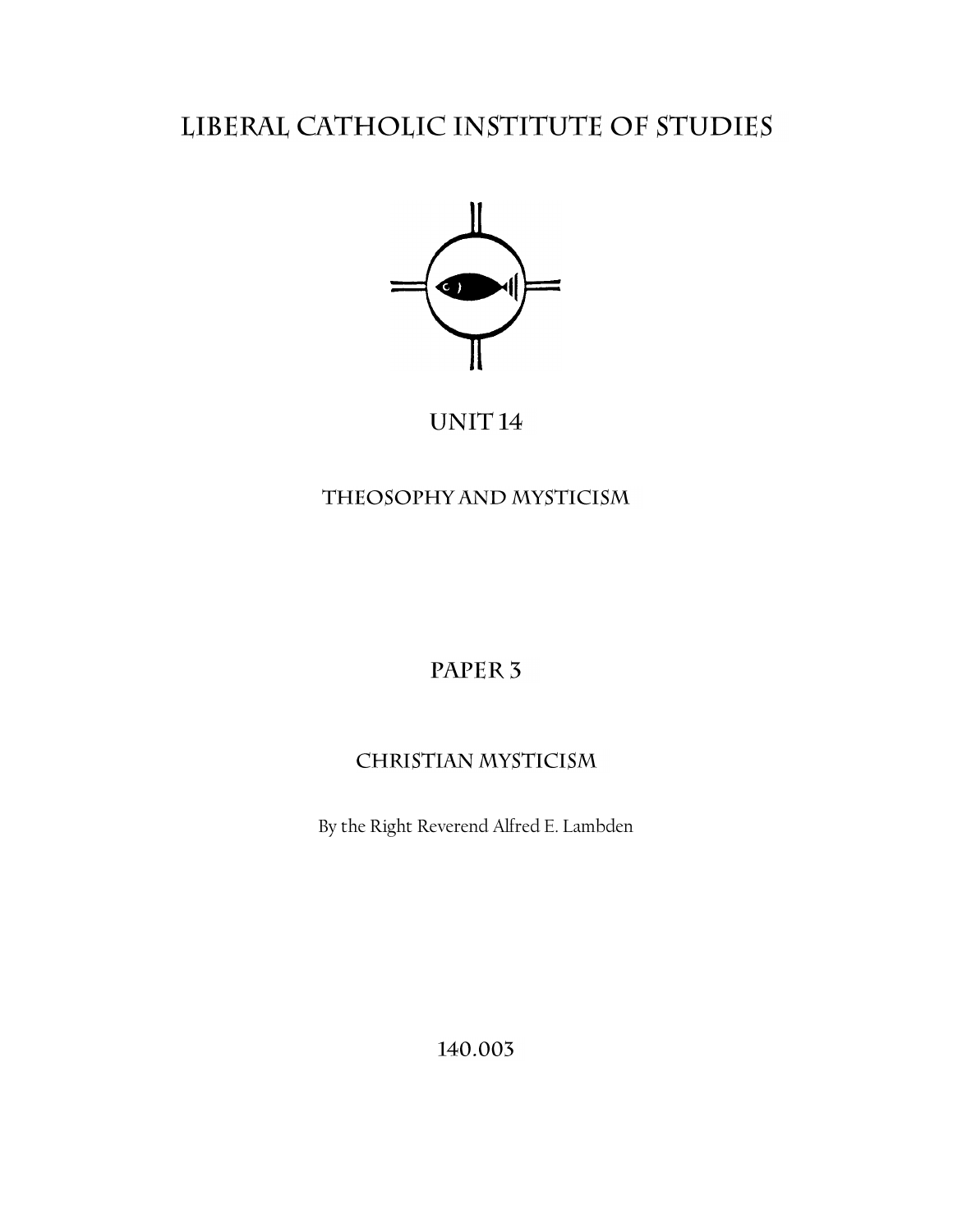# Liberal Catholic Institute of Studies

## Unit 14

## Theosophy and Mysticism

## Paper 3

## Christian Mysticism

By the Right Reverend Alfred E. Lambden

140.003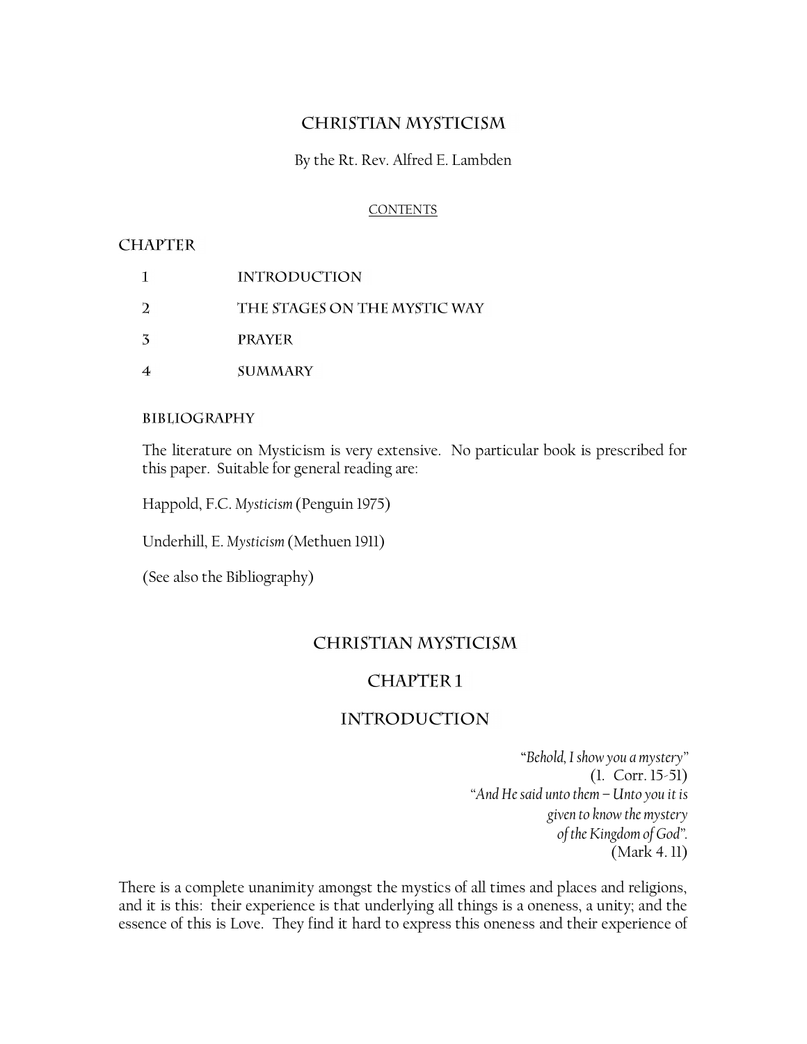# CHRISTIAN MYSTICISM

By the Rt. Rev. Alfred E. Lambden

CONTENTS

## CHAPTER

1 INTRODUCTION

2 THE STAGES ON THE MYSTIC WAY

3 PRAYER

4 SUMMARY

### BIBLIOGRAPHY

The literature on Mysticism is very extensive. No particular book is prescribed for this paper. Suitable for general reading are:

Happold, F.C. *Mysticism* (Penguin 1975)

Underhill, E. *Mysticism* (Methuen 1911)

(See also the Bibliography)

# CHRISTIAN MYSTICISM

## CHAPTER 1

## INTRODUCTION

"*Behold, I show you a mystery*"
(1. Corr. 15-51)
"*And He said unto them – Unto you it is given to know the mystery of the Kingdom of God*".
(Mark 4. 11)

There is a complete unanimity amongst the mystics of all times and places and religions, and it is this: their experience is that underlying all things is a oneness, a unity; and the essence of this is Love. They find it hard to express this oneness and their experience of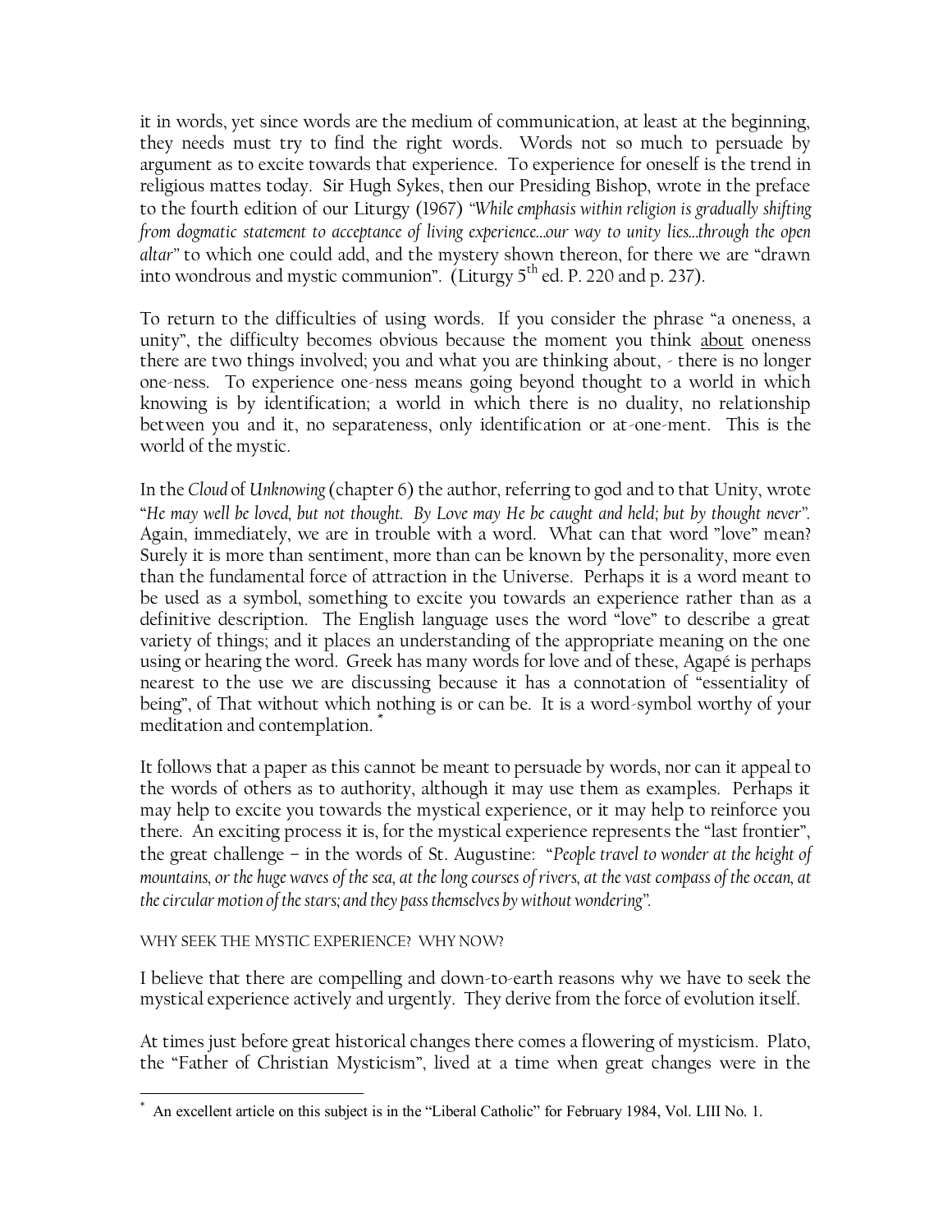it in words, yet since words are the medium of communication, at least at the beginning, they needs must try to find the right words. Words not so much to persuade by argument as to excite towards that experience. To experience for oneself is the trend in religious mattes today. Sir Hugh Sykes, then our Presiding Bishop, wrote in the preface to the fourth edition of our Liturgy (1967) *"While emphasis within religion is gradually shifting from dogmatic statement to acceptance of living experience...our way to unity lies...through the open altar"* to which one could add, and the mystery shown thereon, for there we are "drawn into wondrous and mystic communion". (Liturgy 5th ed. P. 220 and p. 237).

To return to the difficulties of using words. If you consider the phrase "a oneness, a unity", the difficulty becomes obvious because the moment you think <u>about</u> oneness there are two things involved; you and what you are thinking about, - there is no longer one-ness. To experience one-ness means going beyond thought to a world in which knowing is by identification; a world in which there is no duality, no relationship between you and it, no separateness, only identification or at-one-ment. This is the world of the mystic.

In the *Cloud* of *Unknowing* (chapter 6) the author, referring to god and to that Unity, wrote "*He may well be loved, but not thought. By Love may He be caught and held; but by thought never*". Again, immediately, we are in trouble with a word. What can that word "love" mean? Surely it is more than sentiment, more than can be known by the personality, more even than the fundamental force of attraction in the Universe. Perhaps it is a word meant to be used as a symbol, something to excite you towards an experience rather than as a definitive description. The English language uses the word "love" to describe a great variety of things; and it places an understanding of the appropriate meaning on the one using or hearing the word. Greek has many words for love and of these, Agapé is perhaps nearest to the use we are discussing because it has a connotation of "essentiality of being", of That without which nothing is or can be. It is a word-symbol worthy of your meditation and contemplation. [*]

It follows that a paper as this cannot be meant to persuade by words, nor can it appeal to the words of others as to authority, although it may use them as examples. Perhaps it may help to excite you towards the mystical experience, or it may help to reinforce you there. An exciting process it is, for the mystical experience represents the "last frontier", the great challenge – in the words of St. Augustine: "*People travel to wonder at the height of mountains, or the huge waves of the sea, at the long courses of rivers, at the vast compass of the ocean, at the circular motion of the stars; and they pass themselves by without wondering*".

WHY SEEK THE MYSTIC EXPERIENCE? WHY NOW?

I believe that there are compelling and down-to-earth reasons why we have to seek the mystical experience actively and urgently. They derive from the force of evolution itself.

At times just before great historical changes there comes a flowering of mysticism. Plato, the "Father of Christian Mysticism", lived at a time when great changes were in the

[*] An excellent article on this subject is in the "Liberal Catholic" for February 1984, Vol. LIII No. 1.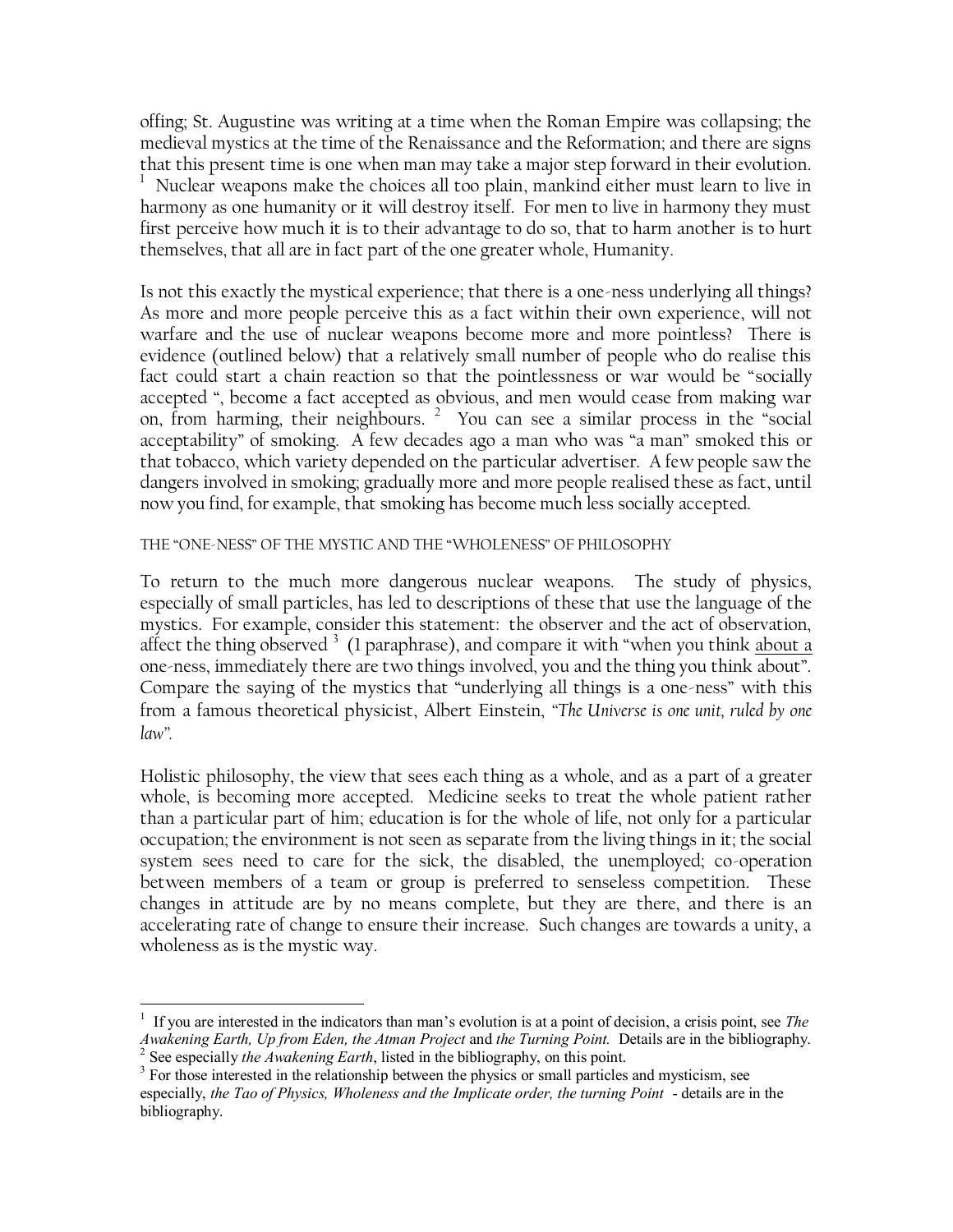offing; St. Augustine was writing at a time when the Roman Empire was collapsing; the medieval mystics at the time of the Renaissance and the Reformation; and there are signs that this present time is one when man may take a major step forward in their evolution. [1] Nuclear weapons make the choices all too plain, mankind either must learn to live in harmony as one humanity or it will destroy itself. For men to live in harmony they must first perceive how much it is to their advantage to do so, that to harm another is to hurt themselves, that all are in fact part of the one greater whole, Humanity.

Is not this exactly the mystical experience; that there is a one-ness underlying all things? As more and more people perceive this as a fact within their own experience, will not warfare and the use of nuclear weapons become more and more pointless? There is evidence (outlined below) that a relatively small number of people who do realise this fact could start a chain reaction so that the pointlessness or war would be "socially accepted ", become a fact accepted as obvious, and men would cease from making war on, from harming, their neighbours. [2] You can see a similar process in the "social acceptability" of smoking. A few decades ago a man who was "a man" smoked this or that tobacco, which variety depended on the particular advertiser. A few people saw the dangers involved in smoking; gradually more and more people realised these as fact, until now you find, for example, that smoking has become much less socially accepted.

THE "ONE-NESS" OF THE MYSTIC AND THE "WHOLENESS" OF PHILOSOPHY

To return to the much more dangerous nuclear weapons. The study of physics, especially of small particles, has led to descriptions of these that use the language of the mystics. For example, consider this statement: the observer and the act of observation, affect the thing observed [3] (I paraphrase), and compare it with "when you think about a one-ness, immediately there are two things involved, you and the thing you think about". Compare the saying of the mystics that "underlying all things is a one-ness" with this from a famous theoretical physicist, Albert Einstein, *"The Universe is one unit, ruled by one law".*

Holistic philosophy, the view that sees each thing as a whole, and as a part of a greater whole, is becoming more accepted. Medicine seeks to treat the whole patient rather than a particular part of him; education is for the whole of life, not only for a particular occupation; the environment is not seen as separate from the living things in it; the social system sees need to care for the sick, the disabled, the unemployed; co-operation between members of a team or group is preferred to senseless competition. These changes in attitude are by no means complete, but they are there, and there is an accelerating rate of change to ensure their increase. Such changes are towards a unity, a wholeness as is the mystic way.

---

[1] If you are interested in the indicators than man's evolution is at a point of decision, a crisis point, see *The Awakening Earth, Up from Eden, the Atman Project* and *the Turning Point.* Details are in the bibliography.

[2] See especially *the Awakening Earth*, listed in the bibliography, on this point.

[3] For those interested in the relationship between the physics or small particles and mysticism, see especially, *the Tao of Physics, Wholeness and the Implicate order, the turning Point* - details are in the bibliography.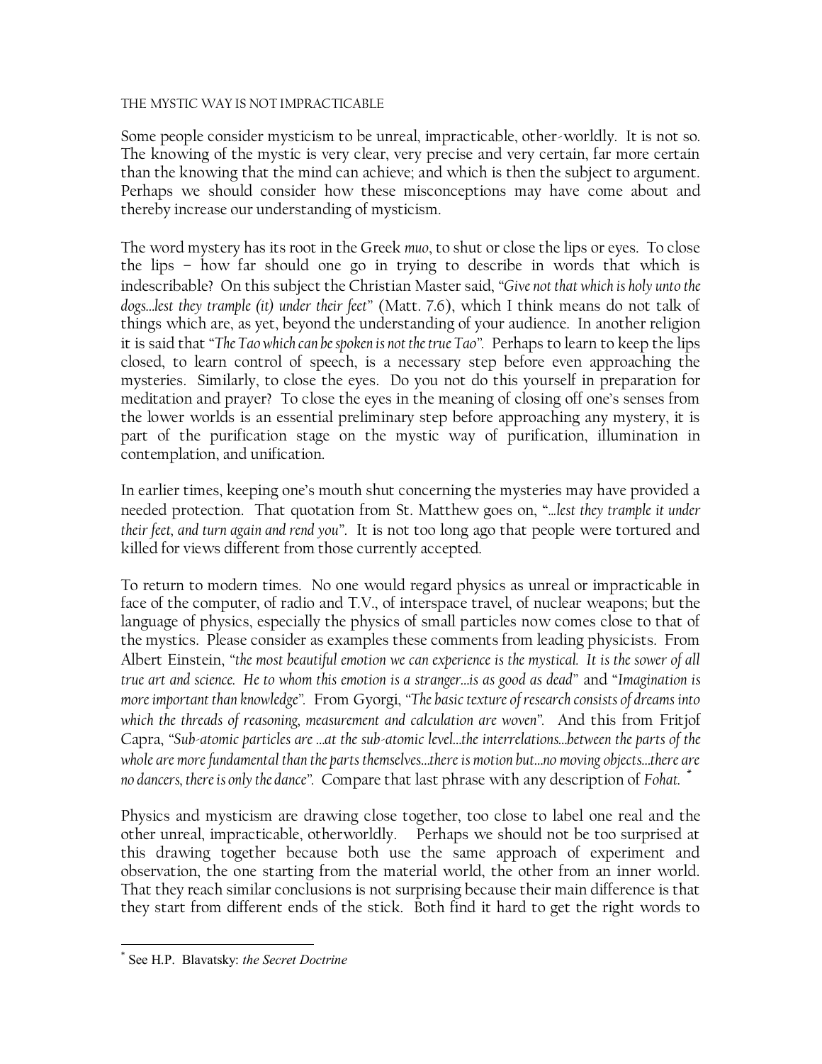THE MYSTIC WAY IS NOT IMPRACTICABLE

Some people consider mysticism to be unreal, impracticable, other-worldly. It is not so. The knowing of the mystic is very clear, very precise and very certain, far more certain than the knowing that the mind can achieve; and which is then the subject to argument. Perhaps we should consider how these misconceptions may have come about and thereby increase our understanding of mysticism.

The word mystery has its root in the Greek *muo*, to shut or close the lips or eyes. To close the lips – how far should one go in trying to describe in words that which is indescribable? On this subject the Christian Master said, "*Give not that which is holy unto the dogs…lest they trample (it) under their feet*" (Matt. 7.6), which I think means do not talk of things which are, as yet, beyond the understanding of your audience. In another religion it is said that "*The Tao which can be spoken is not the true Tao*". Perhaps to learn to keep the lips closed, to learn control of speech, is a necessary step before even approaching the mysteries. Similarly, to close the eyes. Do you not do this yourself in preparation for meditation and prayer? To close the eyes in the meaning of closing off one's senses from the lower worlds is an essential preliminary step before approaching any mystery, it is part of the purification stage on the mystic way of purification, illumination in contemplation, and unification.

In earlier times, keeping one's mouth shut concerning the mysteries may have provided a needed protection. That quotation from St. Matthew goes on, "*…lest they trample it under their feet, and turn again and rend you*". It is not too long ago that people were tortured and killed for views different from those currently accepted.

To return to modern times. No one would regard physics as unreal or impracticable in face of the computer, of radio and T.V., of interspace travel, of nuclear weapons; but the language of physics, especially the physics of small particles now comes close to that of the mystics. Please consider as examples these comments from leading physicists. From Albert Einstein, "*the most beautiful emotion we can experience is the mystical. It is the sower of all true art and science. He to whom this emotion is a stranger…is as good as dead*" and "*Imagination is more important than knowledge*". From Gyorgi, "*The basic texture of research consists of dreams into which the threads of reasoning, measurement and calculation are woven*". And this from Fritjof Capra, "*Sub-atomic particles are …at the sub-atomic level…the interrelations…between the parts of the whole are more fundamental than the parts themselves…there is motion but…no moving objects…there are no dancers, there is only the dance*". Compare that last phrase with any description of *Fohat.* [*]

Physics and mysticism are drawing close together, too close to label one real and the other unreal, impracticable, otherworldly. Perhaps we should not be too surprised at this drawing together because both use the same approach of experiment and observation, the one starting from the material world, the other from an inner world. That they reach similar conclusions is not surprising because their main difference is that they start from different ends of the stick. Both find it hard to get the right words to

[*] See H.P. Blavatsky: *the Secret Doctrine*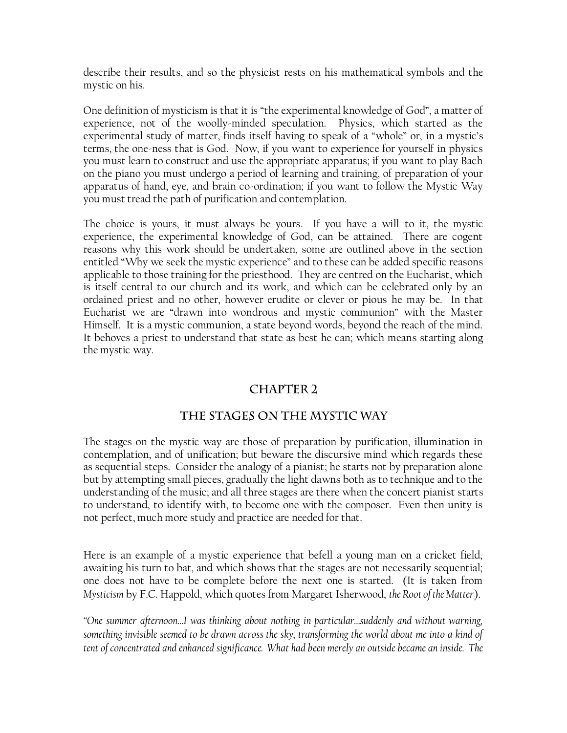describe their results, and so the physicist rests on his mathematical symbols and the mystic on his.

One definition of mysticism is that it is "the experimental knowledge of God", a matter of experience, not of the woolly-minded speculation. Physics, which started as the experimental study of matter, finds itself having to speak of a "whole" or, in a mystic's terms, the one-ness that is God. Now, if you want to experience for yourself in physics you must learn to construct and use the appropriate apparatus; if you want to play Bach on the piano you must undergo a period of learning and training, of preparation of your apparatus of hand, eye, and brain co-ordination; if you want to follow the Mystic Way you must tread the path of purification and contemplation.

The choice is yours, it must always be yours. If you have a will to it, the mystic experience, the experimental knowledge of God, can be attained. There are cogent reasons why this work should be undertaken, some are outlined above in the section entitled "Why we seek the mystic experience" and to these can be added specific reasons applicable to those training for the priesthood. They are centred on the Eucharist, which is itself central to our church and its work, and which can be celebrated only by an ordained priest and no other, however erudite or clever or pious he may be. In that Eucharist we are "drawn into wondrous and mystic communion" with the Master Himself. It is a mystic communion, a state beyond words, beyond the reach of the mind. It behoves a priest to understand that state as best he can; which means starting along the mystic way.

## CHAPTER 2

## THE STAGES ON THE MYSTIC WAY

The stages on the mystic way are those of preparation by purification, illumination in contemplation, and of unification; but beware the discursive mind which regards these as sequential steps. Consider the analogy of a pianist; he starts not by preparation alone but by attempting small pieces, gradually the light dawns both as to technique and to the understanding of the music; and all three stages are there when the concert pianist starts to understand, to identify with, to become one with the composer. Even then unity is not perfect, much more study and practice are needed for that.

Here is an example of a mystic experience that befell a young man on a cricket field, awaiting his turn to bat, and which shows that the stages are not necessarily sequential; one does not have to be complete before the next one is started. (It is taken from *Mysticism* by F.C. Happold, which quotes from Margaret Isherwood, *the Root of the Matter*).

*"One summer afternoon…I was thinking about nothing in particular…suddenly and without warning, something invisible seemed to be drawn across the sky, transforming the world about me into a kind of tent of concentrated and enhanced significance. What had been merely an outside became an inside. The*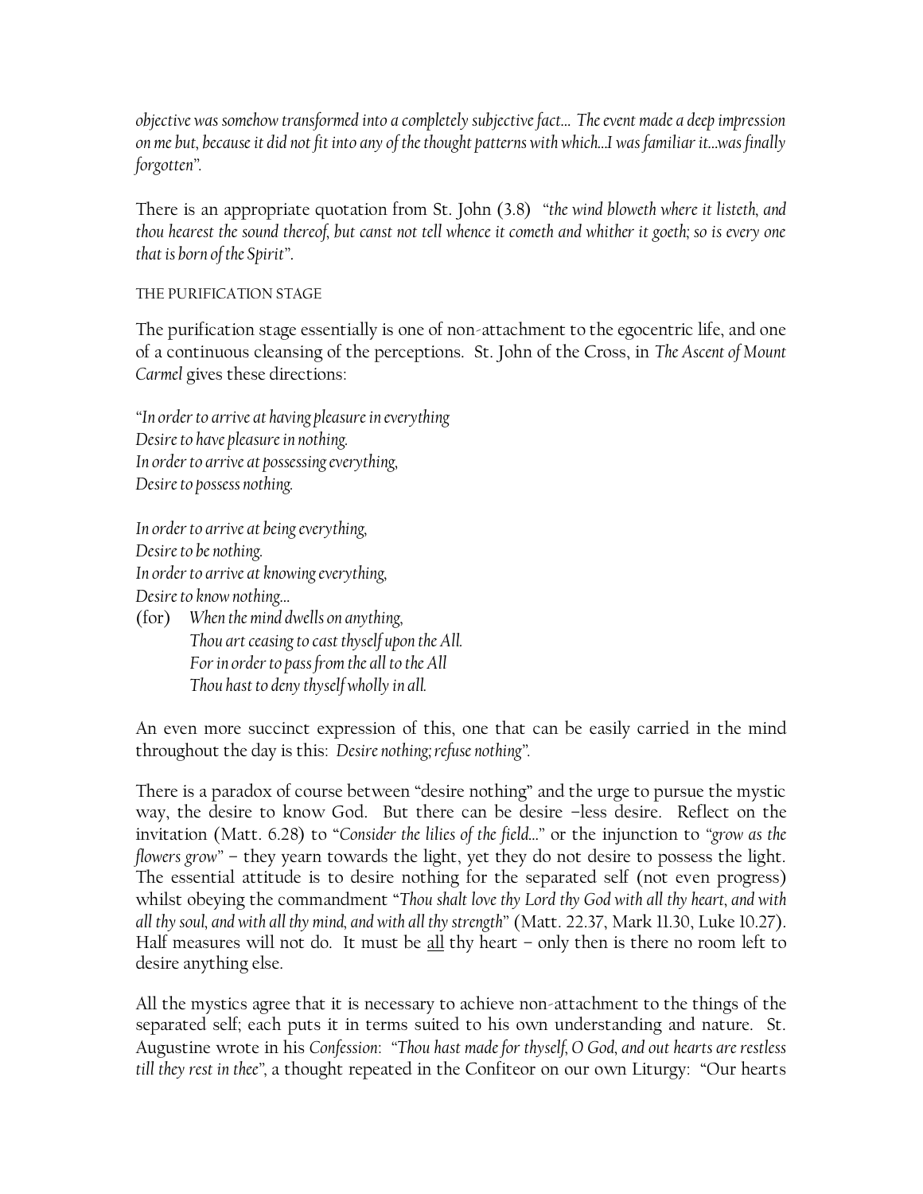*objective was somehow transformed into a completely subjective fact… The event made a deep impression on me but, because it did not fit into any of the thought patterns with which…I was familiar it…was finally forgotten*".

There is an appropriate quotation from St. John (3.8) "*the wind bloweth where it listeth, and thou hearest the sound thereof, but canst not tell whence it cometh and whither it goeth; so is every one that is born of the Spirit*".

THE PURIFICATION STAGE

The purification stage essentially is one of non-attachment to the egocentric life, and one of a continuous cleansing of the perceptions. St. John of the Cross, in *The Ascent of Mount Carmel* gives these directions:

"*In order to arrive at having pleasure in everything*
*Desire to have pleasure in nothing.*
*In order to arrive at possessing everything,*
*Desire to possess nothing.*

*In order to arrive at being everything,*
*Desire to be nothing.*
*In order to arrive at knowing everything,*
*Desire to know nothing…*
(for) *When the mind dwells on anything,*
*Thou art ceasing to cast thyself upon the All.*
*For in order to pass from the all to the All*
*Thou hast to deny thyself wholly in all.*

An even more succinct expression of this, one that can be easily carried in the mind throughout the day is this: *Desire nothing; refuse nothing*".

There is a paradox of course between "desire nothing" and the urge to pursue the mystic way, the desire to know God. But there can be desire –less desire. Reflect on the invitation (Matt. 6.28) to "*Consider the lilies of the field…*" or the injunction to "*grow as the flowers grow*" – they yearn towards the light, yet they do not desire to possess the light. The essential attitude is to desire nothing for the separated self (not even progress) whilst obeying the commandment "*Thou shalt love thy Lord thy God with all thy heart, and with all thy soul, and with all thy mind, and with all thy strength*" (Matt. 22.37, Mark 11.30, Luke 10.27). Half measures will not do. It must be <u>all</u> thy heart – only then is there no room left to desire anything else.

All the mystics agree that it is necessary to achieve non-attachment to the things of the separated self; each puts it in terms suited to his own understanding and nature. St. Augustine wrote in his *Confession*: "*Thou hast made for thyself, O God, and out hearts are restless till they rest in thee*", a thought repeated in the Confiteor on our own Liturgy: "Our hearts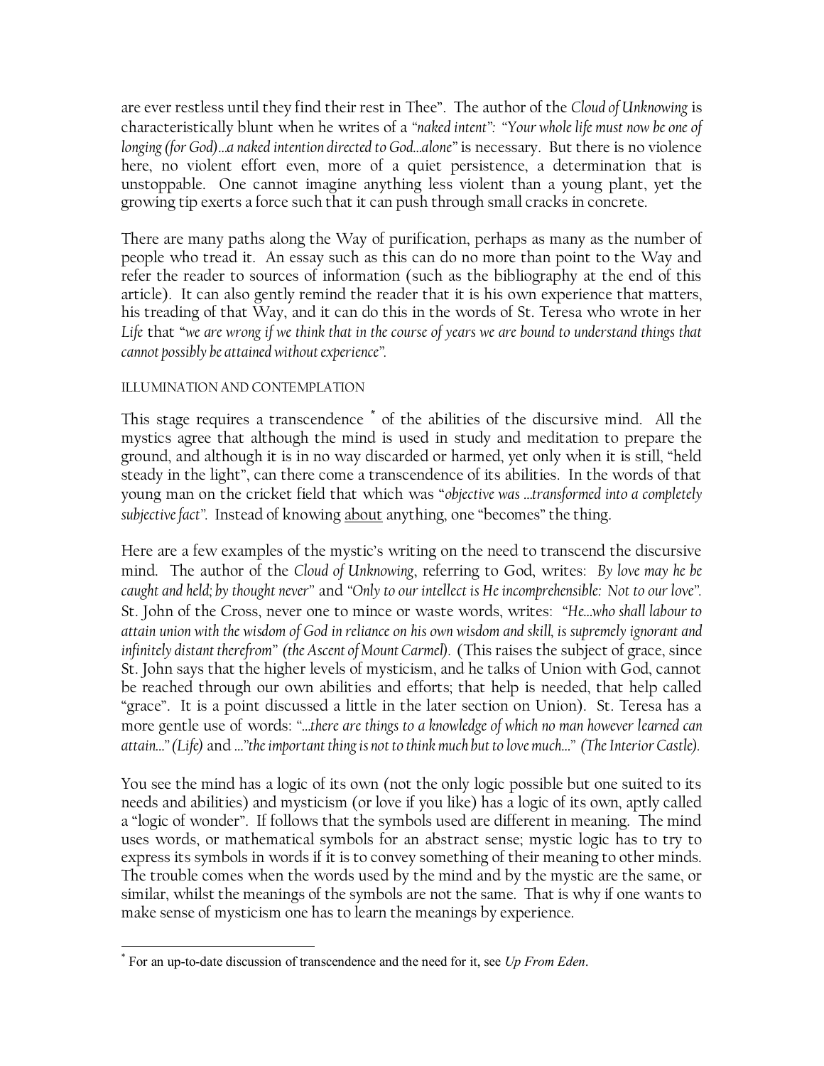are ever restless until they find their rest in Thee". The author of the *Cloud of Unknowing* is characteristically blunt when he writes of a "*naked intent*": "*Your whole life must now be one of longing (for God)…a naked intention directed to God…alone*" is necessary. But there is no violence here, no violent effort even, more of a quiet persistence, a determination that is unstoppable. One cannot imagine anything less violent than a young plant, yet the growing tip exerts a force such that it can push through small cracks in concrete.

There are many paths along the Way of purification, perhaps as many as the number of people who tread it. An essay such as this can do no more than point to the Way and refer the reader to sources of information (such as the bibliography at the end of this article). It can also gently remind the reader that it is his own experience that matters, his treading of that Way, and it can do this in the words of St. Teresa who wrote in her *Life* that "*we are wrong if we think that in the course of years we are bound to understand things that cannot possibly be attained without experience*".

ILLUMINATION AND CONTEMPLATION

This stage requires a transcendence [*] of the abilities of the discursive mind. All the mystics agree that although the mind is used in study and meditation to prepare the ground, and although it is in no way discarded or harmed, yet only when it is still, "held steady in the light", can there come a transcendence of its abilities. In the words of that young man on the cricket field that which was "*objective was …transformed into a completely subjective fact*". Instead of knowing <u>about</u> anything, one "becomes" the thing.

Here are a few examples of the mystic's writing on the need to transcend the discursive mind. The author of the *Cloud of Unknowing*, referring to God, writes: *By love may he be caught and held; by thought never*" and "*Only to our intellect is He incomprehensible: Not to our love*". St. John of the Cross, never one to mince or waste words, writes: "*He…who shall labour to attain union with the wisdom of God in reliance on his own wisdom and skill, is supremely ignorant and infinitely distant therefrom*" *(the Ascent of Mount Carmel)*. (This raises the subject of grace, since St. John says that the higher levels of mysticism, and he talks of Union with God, cannot be reached through our own abilities and efforts; that help is needed, that help called "grace". It is a point discussed a little in the later section on Union). St. Teresa has a more gentle use of words: "*…there are things to a knowledge of which no man however learned can attain…*" *(Life)* and …"*the important thing is not to think much but to love much…*" *(The Interior Castle)*.

You see the mind has a logic of its own (not the only logic possible but one suited to its needs and abilities) and mysticism (or love if you like) has a logic of its own, aptly called a "logic of wonder". If follows that the symbols used are different in meaning. The mind uses words, or mathematical symbols for an abstract sense; mystic logic has to try to express its symbols in words if it is to convey something of their meaning to other minds. The trouble comes when the words used by the mind and by the mystic are the same, or similar, whilst the meanings of the symbols are not the same. That is why if one wants to make sense of mysticism one has to learn the meanings by experience.

[*] For an up-to-date discussion of transcendence and the need for it, see *Up From Eden*.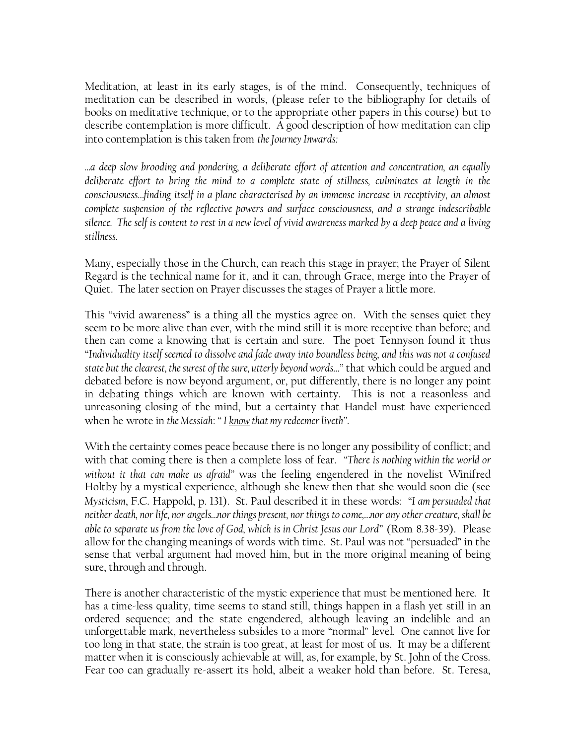Meditation, at least in its early stages, is of the mind. Consequently, techniques of meditation can be described in words, (please refer to the bibliography for details of books on meditative technique, or to the appropriate other papers in this course) but to describe contemplation is more difficult. A good description of how meditation can clip into contemplation is this taken from *the Journey Inwards:*

*...a deep slow brooding and pondering, a deliberate effort of attention and concentration, an equally deliberate effort to bring the mind to a complete state of stillness, culminates at length in the consciousness...finding itself in a plane characterised by an immense increase in receptivity, an almost complete suspension of the reflective powers and surface consciousness, and a strange indescribable silence. The self is content to rest in a new level of vivid awareness marked by a deep peace and a living stillness.*

Many, especially those in the Church, can reach this stage in prayer; the Prayer of Silent Regard is the technical name for it, and it can, through Grace, merge into the Prayer of Quiet. The later section on Prayer discusses the stages of Prayer a little more.

This "vivid awareness" is a thing all the mystics agree on. With the senses quiet they seem to be more alive than ever, with the mind still it is more receptive than before; and then can come a knowing that is certain and sure. The poet Tennyson found it thus "*Individuality itself seemed to dissolve and fade away into boundless being, and this was not a confused state but the clearest, the surest of the sure, utterly beyond words...*" that which could be argued and debated before is now beyond argument, or, put differently, there is no longer any point in debating things which are known with certainty. This is not a reasonless and unreasoning closing of the mind, but a certainty that Handel must have experienced when he wrote in *the Messiah*: "*I <u>know</u> that my redeemer liveth*".

With the certainty comes peace because there is no longer any possibility of conflict; and with that coming there is then a complete loss of fear. "*There is nothing within the world or without it that can make us afraid*" was the feeling engendered in the novelist Winifred Holtby by a mystical experience, although she knew then that she would soon die (see *Mysticism*, F.C. Happold, p. 131). St. Paul described it in these words: "*I am persuaded that neither death, nor life, nor angels...nor things present, nor things to come,...nor any other creature, shall be able to separate us from the love of God, which is in Christ Jesus our Lord*" (Rom 8.38-39). Please allow for the changing meanings of words with time. St. Paul was not "persuaded" in the sense that verbal argument had moved him, but in the more original meaning of being sure, through and through.

There is another characteristic of the mystic experience that must be mentioned here. It has a time-less quality, time seems to stand still, things happen in a flash yet still in an ordered sequence; and the state engendered, although leaving an indelible and an unforgettable mark, nevertheless subsides to a more "normal" level. One cannot live for too long in that state, the strain is too great, at least for most of us. It may be a different matter when it is consciously achievable at will, as, for example, by St. John of the Cross. Fear too can gradually re-assert its hold, albeit a weaker hold than before. St. Teresa,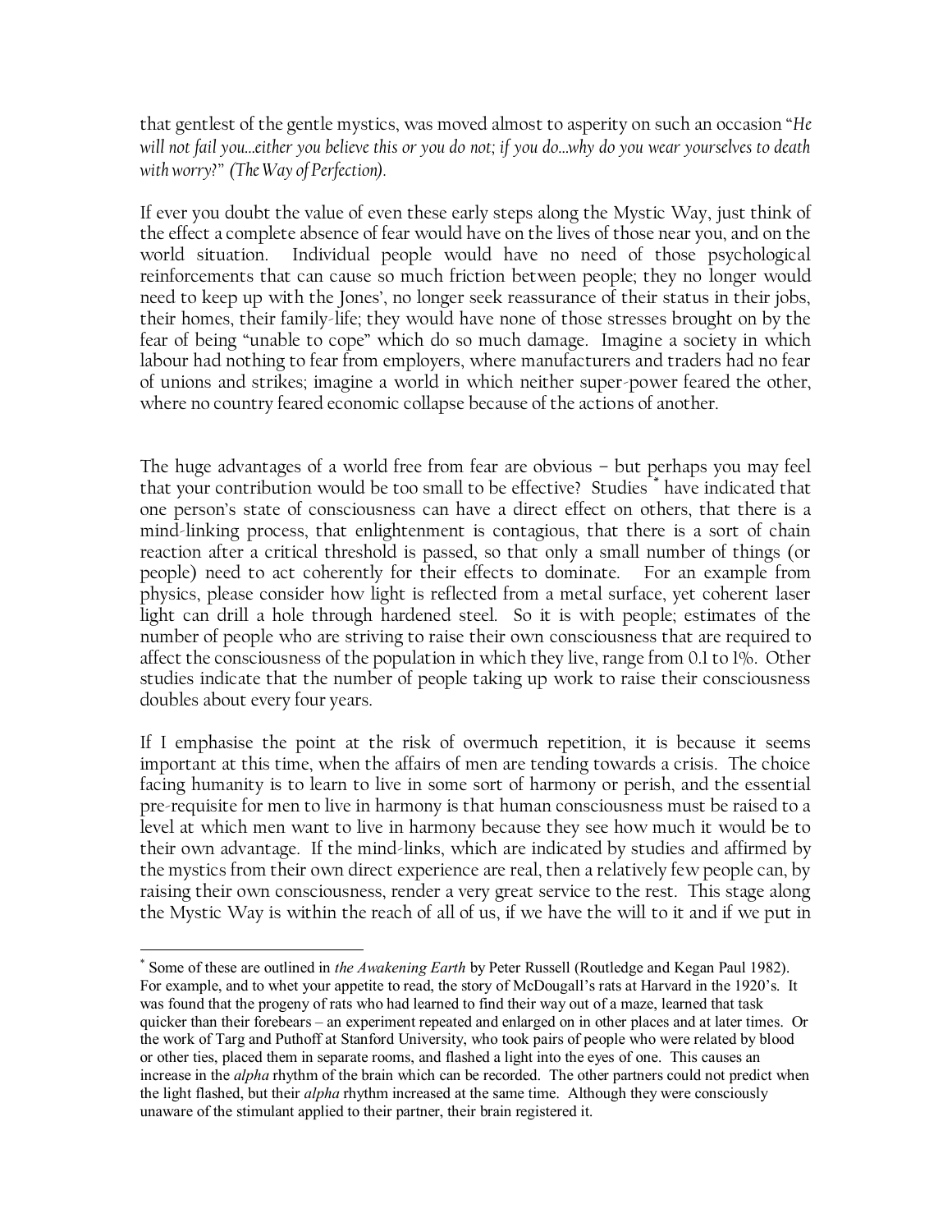that gentlest of the gentle mystics, was moved almost to asperity on such an occasion "*He will not fail you…either you believe this or you do not; if you do…why do you wear yourselves to death with worry*?" (*The Way of Perfection*).

If ever you doubt the value of even these early steps along the Mystic Way, just think of the effect a complete absence of fear would have on the lives of those near you, and on the world situation. Individual people would have no need of those psychological reinforcements that can cause so much friction between people; they no longer would need to keep up with the Jones', no longer seek reassurance of their status in their jobs, their homes, their family-life; they would have none of those stresses brought on by the fear of being "unable to cope" which do so much damage. Imagine a society in which labour had nothing to fear from employers, where manufacturers and traders had no fear of unions and strikes; imagine a world in which neither super-power feared the other, where no country feared economic collapse because of the actions of another.

The huge advantages of a world free from fear are obvious – but perhaps you may feel that your contribution would be too small to be effective? Studies * have indicated that one person's state of consciousness can have a direct effect on others, that there is a mind-linking process, that enlightenment is contagious, that there is a sort of chain reaction after a critical threshold is passed, so that only a small number of things (or people) need to act coherently for their effects to dominate. For an example from physics, please consider how light is reflected from a metal surface, yet coherent laser light can drill a hole through hardened steel. So it is with people; estimates of the number of people who are striving to raise their own consciousness that are required to affect the consciousness of the population in which they live, range from 0.1 to 1%. Other studies indicate that the number of people taking up work to raise their consciousness doubles about every four years.

If I emphasise the point at the risk of overmuch repetition, it is because it seems important at this time, when the affairs of men are tending towards a crisis. The choice facing humanity is to learn to live in some sort of harmony or perish, and the essential pre-requisite for men to live in harmony is that human consciousness must be raised to a level at which men want to live in harmony because they see how much it would be to their own advantage. If the mind-links, which are indicated by studies and affirmed by the mystics from their own direct experience are real, then a relatively few people can, by raising their own consciousness, render a very great service to the rest. This stage along the Mystic Way is within the reach of all of us, if we have the will to it and if we put in

---

* Some of these are outlined in *the Awakening Earth* by Peter Russell (Routledge and Kegan Paul 1982). For example, and to whet your appetite to read, the story of McDougall's rats at Harvard in the 1920's. It was found that the progeny of rats who had learned to find their way out of a maze, learned that task quicker than their forebears – an experiment repeated and enlarged on in other places and at later times. Or the work of Targ and Puthoff at Stanford University, who took pairs of people who were related by blood or other ties, placed them in separate rooms, and flashed a light into the eyes of one. This causes an increase in the *alpha* rhythm of the brain which can be recorded. The other partners could not predict when the light flashed, but their *alpha* rhythm increased at the same time. Although they were consciously unaware of the stimulant applied to their partner, their brain registered it.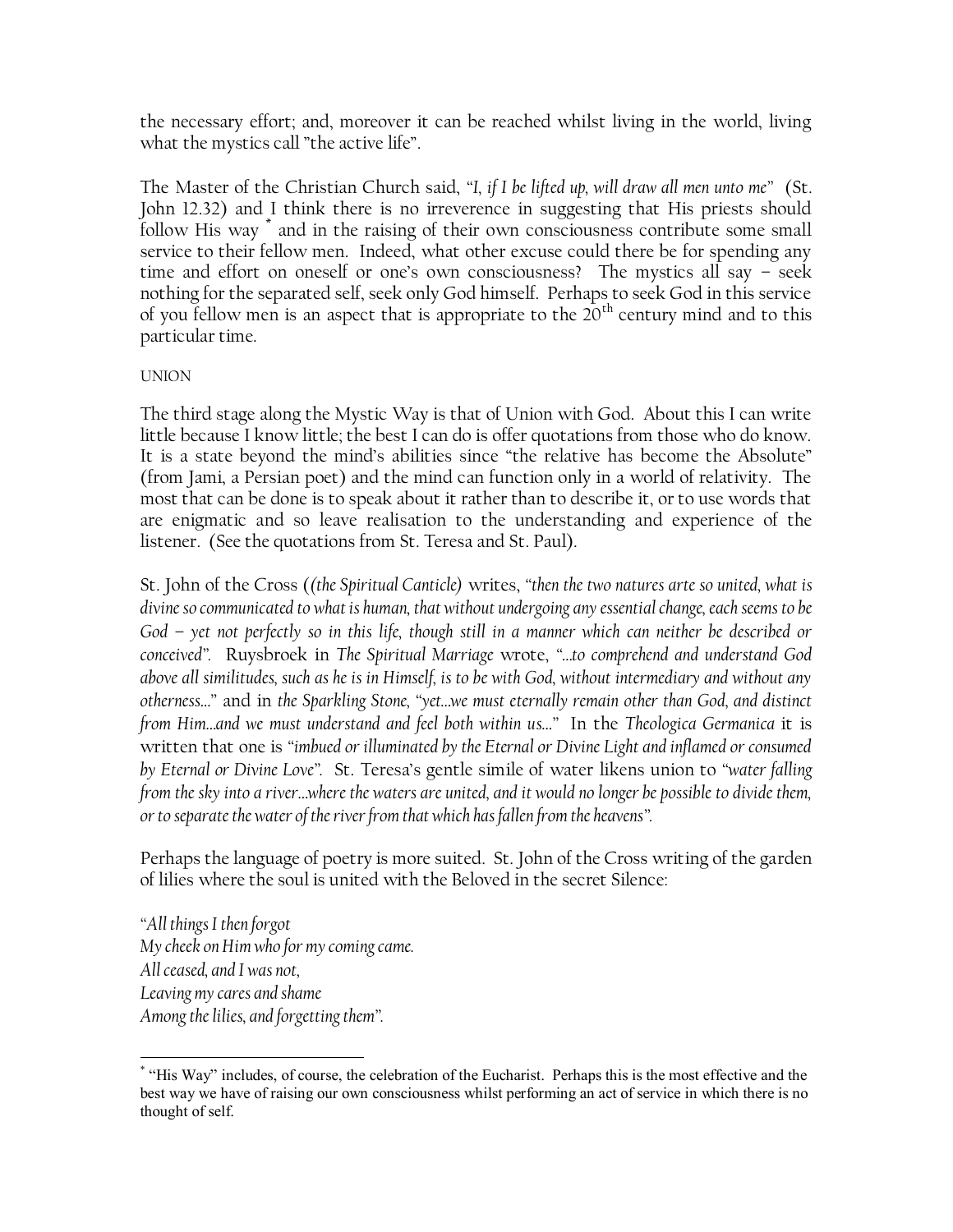the necessary effort; and, moreover it can be reached whilst living in the world, living what the mystics call "the active life".

The Master of the Christian Church said, *"I, if I be lifted up, will draw all men unto me"* (St. John 12.32) and I think there is no irreverence in suggesting that His priests should follow His way [*] and in the raising of their own consciousness contribute some small service to their fellow men. Indeed, what other excuse could there be for spending any time and effort on oneself or one's own consciousness? The mystics all say – seek nothing for the separated self, seek only God himself. Perhaps to seek God in this service of you fellow men is an aspect that is appropriate to the 20th century mind and to this particular time.

UNION

The third stage along the Mystic Way is that of Union with God. About this I can write little because I know little; the best I can do is offer quotations from those who do know. It is a state beyond the mind's abilities since "the relative has become the Absolute" (from Jami, a Persian poet) and the mind can function only in a world of relativity. The most that can be done is to speak about it rather than to describe it, or to use words that are enigmatic and so leave realisation to the understanding and experience of the listener. (See the quotations from St. Teresa and St. Paul).

St. John of the Cross ((*the Spiritual Canticle*) writes, *"then the two natures arte so united, what is divine so communicated to what is human, that without undergoing any essential change, each seems to be God – yet not perfectly so in this life, though still in a manner which can neither be described or conceived".* Ruysbroek in *The Spiritual Marriage* wrote, *"...to comprehend and understand God above all similitudes, such as he is in Himself, is to be with God, without intermediary and without any otherness..."* and in *the Sparkling Stone*, *"yet...we must eternally remain other than God, and distinct from Him...and we must understand and feel both within us..."* In the *Theologica Germanica* it is written that one is *"imbued or illuminated by the Eternal or Divine Light and inflamed or consumed by Eternal or Divine Love".* St. Teresa's gentle simile of water likens union to *"water falling from the sky into a river...where the waters are united, and it would no longer be possible to divide them, or to separate the water of the river from that which has fallen from the heavens".*

Perhaps the language of poetry is more suited. St. John of the Cross writing of the garden of lilies where the soul is united with the Beloved in the secret Silence:

*"All things I then forgot*
*My cheek on Him who for my coming came.*
*All ceased, and I was not,*
*Leaving my cares and shame*
*Among the lilies, and forgetting them".*

---

[*] "His Way" includes, of course, the celebration of the Eucharist. Perhaps this is the most effective and the best way we have of raising our own consciousness whilst performing an act of service in which there is no thought of self.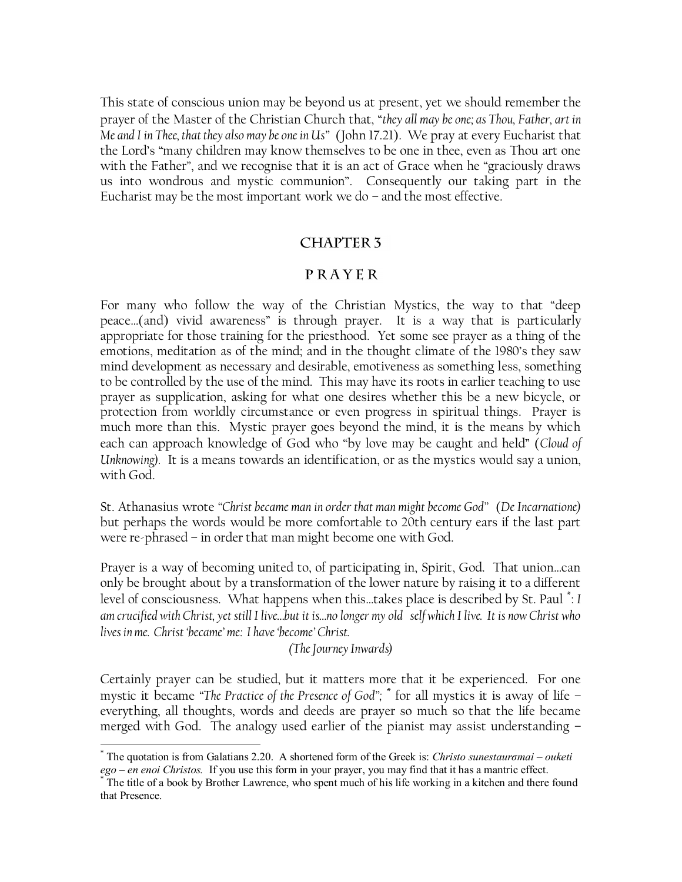This state of conscious union may be beyond us at present, yet we should remember the prayer of the Master of the Christian Church that, "*they all may be one; as Thou, Father, art in Me and I in Thee, that they also may be one in Us*" (John 17.21). We pray at every Eucharist that the Lord's "many children may know themselves to be one in thee, even as Thou art one with the Father", and we recognise that it is an act of Grace when he "graciously draws us into wondrous and mystic communion". Consequently our taking part in the Eucharist may be the most important work we do – and the most effective.

## CHAPTER 3

## P R A Y E R

For many who follow the way of the Christian Mystics, the way to that "deep peace…(and) vivid awareness" is through prayer. It is a way that is particularly appropriate for those training for the priesthood. Yet some see prayer as a thing of the emotions, meditation as of the mind; and in the thought climate of the 1980's they saw mind development as necessary and desirable, emotiveness as something less, something to be controlled by the use of the mind. This may have its roots in earlier teaching to use prayer as supplication, asking for what one desires whether this be a new bicycle, or protection from worldly circumstance or even progress in spiritual things. Prayer is much more than this. Mystic prayer goes beyond the mind, it is the means by which each can approach knowledge of God who "by love may be caught and held" (*Cloud of Unknowing*). It is a means towards an identification, or as the mystics would say a union, with God.

St. Athanasius wrote "*Christ became man in order that man might become God*" (*De Incarnatione*) but perhaps the words would be more comfortable to 20th century ears if the last part were re-phrased – in order that man might become one with God.

Prayer is a way of becoming united to, of participating in, Spirit, God. That union…can only be brought about by a transformation of the lower nature by raising it to a different level of consciousness. What happens when this…takes place is described by St. Paul [*]: *I am crucified with Christ, yet still I live…but it is…no longer my old self which I live. It is now Christ who lives in me. Christ 'became' me: I have 'become' Christ.*

*(The Journey Inwards)*

Certainly prayer can be studied, but it matters more that it be experienced. For one mystic it became "*The Practice of the Presence of God*"; [*] for all mystics it is away of life – everything, all thoughts, words and deeds are prayer so much so that the life became merged with God. The analogy used earlier of the pianist may assist understanding –

---

[*] The quotation is from Galatians 2.20. A shortened form of the Greek is: *Christo sunestaurσmai – ouketi ego – en enoi Christos.* If you use this form in your prayer, you may find that it has a mantric effect.

[*] The title of a book by Brother Lawrence, who spent much of his life working in a kitchen and there found that Presence.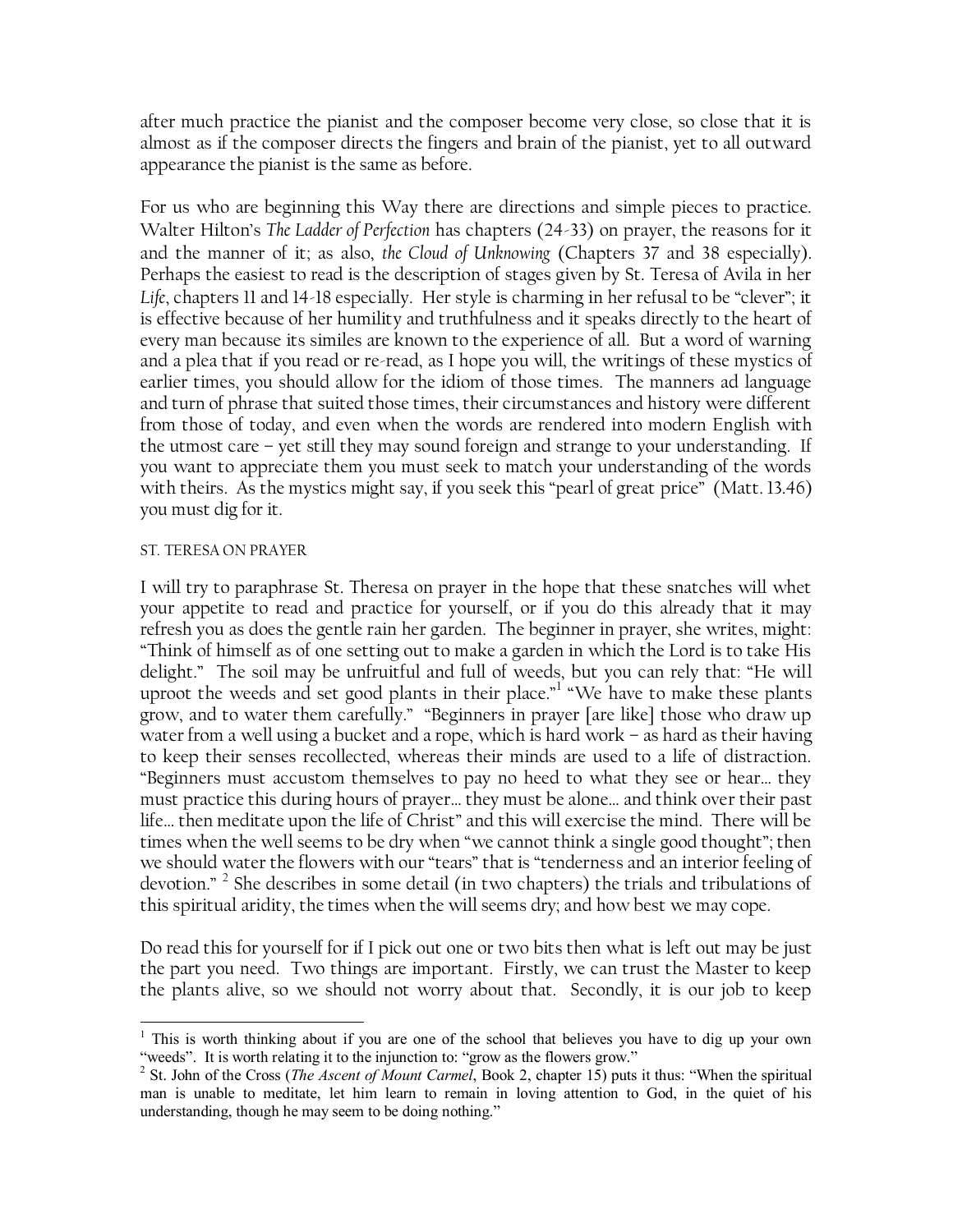after much practice the pianist and the composer become very close, so close that it is almost as if the composer directs the fingers and brain of the pianist, yet to all outward appearance the pianist is the same as before.

For us who are beginning this Way there are directions and simple pieces to practice. Walter Hilton's *The Ladder of Perfection* has chapters (24-33) on prayer, the reasons for it and the manner of it; as also, *the Cloud of Unknowing* (Chapters 37 and 38 especially). Perhaps the easiest to read is the description of stages given by St. Teresa of Avila in her *Life*, chapters 11 and 14-18 especially. Her style is charming in her refusal to be "clever"; it is effective because of her humility and truthfulness and it speaks directly to the heart of every man because its similes are known to the experience of all. But a word of warning and a plea that if you read or re-read, as I hope you will, the writings of these mystics of earlier times, you should allow for the idiom of those times. The manners ad language and turn of phrase that suited those times, their circumstances and history were different from those of today, and even when the words are rendered into modern English with the utmost care – yet still they may sound foreign and strange to your understanding. If you want to appreciate them you must seek to match your understanding of the words with theirs. As the mystics might say, if you seek this "pearl of great price" (Matt. 13.46) you must dig for it.

ST. TERESA ON PRAYER

I will try to paraphrase St. Theresa on prayer in the hope that these snatches will whet your appetite to read and practice for yourself, or if you do this already that it may refresh you as does the gentle rain her garden. The beginner in prayer, she writes, might: "Think of himself as of one setting out to make a garden in which the Lord is to take His delight." The soil may be unfruitful and full of weeds, but you can rely that: "He will uproot the weeds and set good plants in their place."[1] "We have to make these plants grow, and to water them carefully." "Beginners in prayer [are like] those who draw up water from a well using a bucket and a rope, which is hard work – as hard as their having to keep their senses recollected, whereas their minds are used to a life of distraction. "Beginners must accustom themselves to pay no heed to what they see or hear... they must practice this during hours of prayer... they must be alone... and think over their past life... then meditate upon the life of Christ" and this will exercise the mind. There will be times when the well seems to be dry when "we cannot think a single good thought"; then we should water the flowers with our "tears" that is "tenderness and an interior feeling of devotion." [2] She describes in some detail (in two chapters) the trials and tribulations of this spiritual aridity, the times when the will seems dry; and how best we may cope.

Do read this for yourself for if I pick out one or two bits then what is left out may be just the part you need. Two things are important. Firstly, we can trust the Master to keep the plants alive, so we should not worry about that. Secondly, it is our job to keep

---

[1] This is worth thinking about if you are one of the school that believes you have to dig up your own "weeds". It is worth relating it to the injunction to: "grow as the flowers grow."

[2] St. John of the Cross (*The Ascent of Mount Carmel*, Book 2, chapter 15) puts it thus: "When the spiritual man is unable to meditate, let him learn to remain in loving attention to God, in the quiet of his understanding, though he may seem to be doing nothing."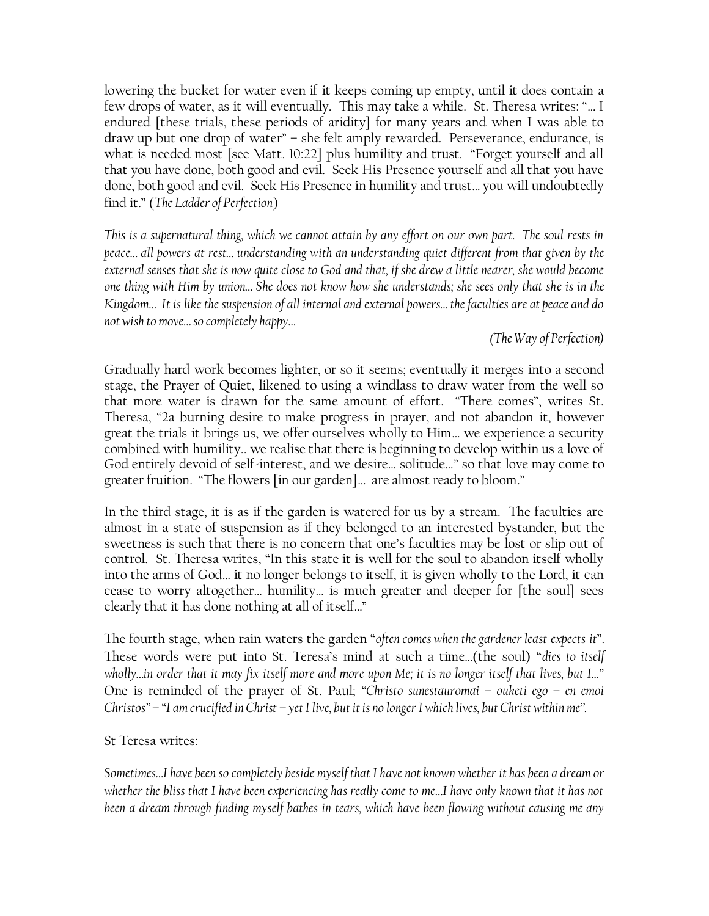lowering the bucket for water even if it keeps coming up empty, until it does contain a few drops of water, as it will eventually. This may take a while. St. Theresa writes: "… I endured [these trials, these periods of aridity] for many years and when I was able to draw up but one drop of water" – she felt amply rewarded. Perseverance, endurance, is what is needed most [see Matt. 10:22] plus humility and trust. "Forget yourself and all that you have done, both good and evil. Seek His Presence yourself and all that you have done, both good and evil. Seek His Presence in humility and trust… you will undoubtedly find it." (*The Ladder of Perfection*)

*This is a supernatural thing, which we cannot attain by any effort on our own part. The soul rests in peace… all powers at rest… understanding with an understanding quiet different from that given by the external senses that she is now quite close to God and that, if she drew a little nearer, she would become one thing with Him by union… She does not know how she understands; she sees only that she is in the Kingdom… It is like the suspension of all internal and external powers… the faculties are at peace and do not wish to move… so completely happy…*

*(The Way of Perfection)*

Gradually hard work becomes lighter, or so it seems; eventually it merges into a second stage, the Prayer of Quiet, likened to using a windlass to draw water from the well so that more water is drawn for the same amount of effort. "There comes", writes St. Theresa, "2a burning desire to make progress in prayer, and not abandon it, however great the trials it brings us, we offer ourselves wholly to Him… we experience a security combined with humility.. we realise that there is beginning to develop within us a love of God entirely devoid of self-interest, and we desire… solitude…" so that love may come to greater fruition. "The flowers [in our garden]… are almost ready to bloom."

In the third stage, it is as if the garden is watered for us by a stream. The faculties are almost in a state of suspension as if they belonged to an interested bystander, but the sweetness is such that there is no concern that one's faculties may be lost or slip out of control. St. Theresa writes, "In this state it is well for the soul to abandon itself wholly into the arms of God… it no longer belongs to itself, it is given wholly to the Lord, it can cease to worry altogether… humility… is much greater and deeper for [the soul] sees clearly that it has done nothing at all of itself…"

The fourth stage, when rain waters the garden "*often comes when the gardener least expects it*". These words were put into St. Teresa's mind at such a time…(the soul) "*dies to itself wholly…in order that it may fix itself more and more upon Me; it is no longer itself that lives, but I…*" One is reminded of the prayer of St. Paul; *"Christo sunestauromai – ouketi ego – en emoi Christos"* – *"I am crucified in Christ – yet I live, but it is no longer I which lives, but Christ within me"*.

St Teresa writes:

*Sometimes…I have been so completely beside myself that I have not known whether it has been a dream or whether the bliss that I have been experiencing has really come to me…I have only known that it has not been a dream through finding myself bathes in tears, which have been flowing without causing me any*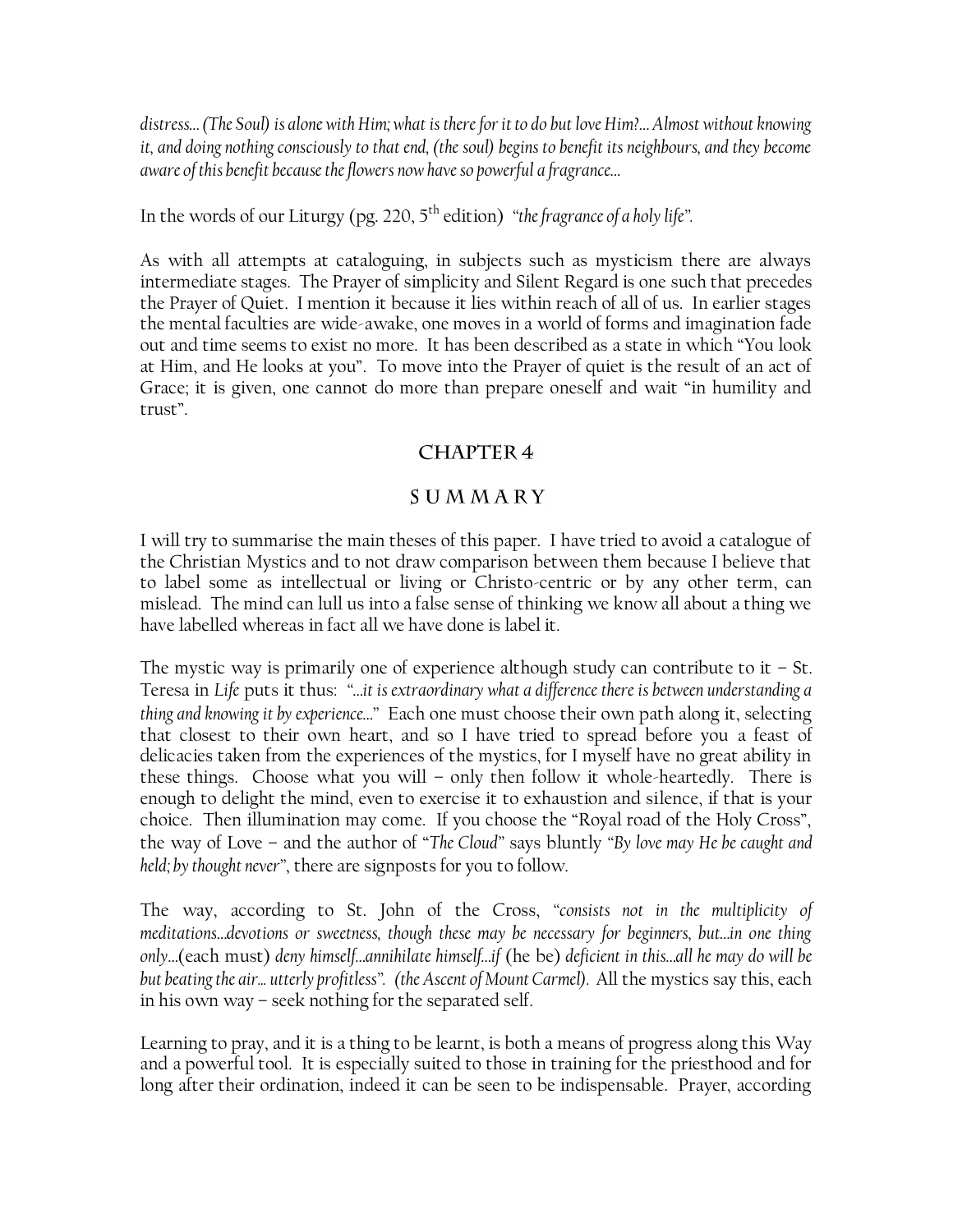*distress... (The Soul) is alone with Him; what is there for it to do but love Him?... Almost without knowing it, and doing nothing consciously to that end, (the soul) begins to benefit its neighbours, and they become aware of this benefit because the flowers now have so powerful a fragrance...*

In the words of our Liturgy (pg. 220, 5th edition) *"the fragrance of a holy life"*.

As with all attempts at cataloguing, in subjects such as mysticism there are always intermediate stages. The Prayer of simplicity and Silent Regard is one such that precedes the Prayer of Quiet. I mention it because it lies within reach of all of us. In earlier stages the mental faculties are wide-awake, one moves in a world of forms and imagination fade out and time seems to exist no more. It has been described as a state in which "You look at Him, and He looks at you". To move into the Prayer of quiet is the result of an act of Grace; it is given, one cannot do more than prepare oneself and wait "in humility and trust".

## CHAPTER 4

## SUMMARY

I will try to summarise the main theses of this paper. I have tried to avoid a catalogue of the Christian Mystics and to not draw comparison between them because I believe that to label some as intellectual or living or Christo-centric or by any other term, can mislead. The mind can lull us into a false sense of thinking we know all about a thing we have labelled whereas in fact all we have done is label it.

The mystic way is primarily one of experience although study can contribute to it – St. Teresa in *Life* puts it thus: *"...it is extraordinary what a difference there is between understanding a thing and knowing it by experience..."* Each one must choose their own path along it, selecting that closest to their own heart, and so I have tried to spread before you a feast of delicacies taken from the experiences of the mystics, for I myself have no great ability in these things. Choose what you will – only then follow it whole-heartedly. There is enough to delight the mind, even to exercise it to exhaustion and silence, if that is your choice. Then illumination may come. If you choose the "Royal road of the Holy Cross", the way of Love – and the author of "*The Cloud*" says bluntly *"By love may He be caught and held; by thought never"*, there are signposts for you to follow.

The way, according to St. John of the Cross, *"consists not in the multiplicity of meditations...devotions or sweetness, though these may be necessary for beginners, but...in one thing only...*(each must) *deny himself...annihilate himself...if* (he be) *deficient in this...all he may do will be but beating the air... utterly profitless". (the Ascent of Mount Carmel)*. All the mystics say this, each in his own way – seek nothing for the separated self.

Learning to pray, and it is a thing to be learnt, is both a means of progress along this Way and a powerful tool. It is especially suited to those in training for the priesthood and for long after their ordination, indeed it can be seen to be indispensable. Prayer, according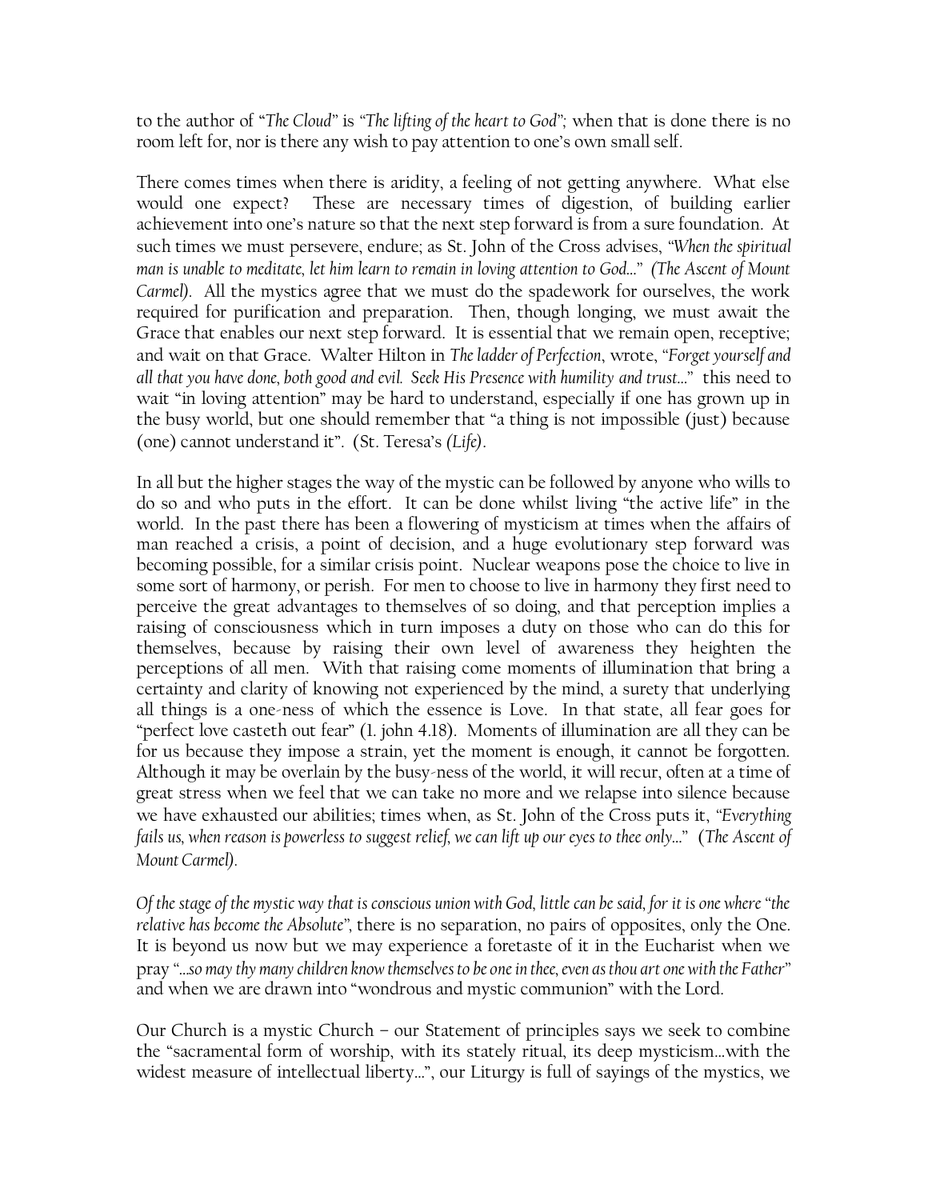to the author of "*The Cloud*" is *"The lifting of the heart to God"*; when that is done there is no room left for, nor is there any wish to pay attention to one's own small self.

There comes times when there is aridity, a feeling of not getting anywhere. What else would one expect? These are necessary times of digestion, of building earlier achievement into one's nature so that the next step forward is from a sure foundation. At such times we must persevere, endure; as St. John of the Cross advises, *"When the spiritual man is unable to meditate, let him learn to remain in loving attention to God…" (The Ascent of Mount Carmel).* All the mystics agree that we must do the spadework for ourselves, the work required for purification and preparation. Then, though longing, we must await the Grace that enables our next step forward. It is essential that we remain open, receptive; and wait on that Grace. Walter Hilton in *The ladder of Perfection*, wrote, *"Forget yourself and all that you have done, both good and evil. Seek His Presence with humility and trust…"* this need to wait "in loving attention" may be hard to understand, especially if one has grown up in the busy world, but one should remember that "a thing is not impossible (just) because (one) cannot understand it". (St. Teresa's *(Life)*.

In all but the higher stages the way of the mystic can be followed by anyone who wills to do so and who puts in the effort. It can be done whilst living "the active life" in the world. In the past there has been a flowering of mysticism at times when the affairs of man reached a crisis, a point of decision, and a huge evolutionary step forward was becoming possible, for a similar crisis point. Nuclear weapons pose the choice to live in some sort of harmony, or perish. For men to choose to live in harmony they first need to perceive the great advantages to themselves of so doing, and that perception implies a raising of consciousness which in turn imposes a duty on those who can do this for themselves, because by raising their own level of awareness they heighten the perceptions of all men. With that raising come moments of illumination that bring a certainty and clarity of knowing not experienced by the mind, a surety that underlying all things is a one-ness of which the essence is Love. In that state, all fear goes for "perfect love casteth out fear" (1. john 4.18). Moments of illumination are all they can be for us because they impose a strain, yet the moment is enough, it cannot be forgotten. Although it may be overlain by the busy-ness of the world, it will recur, often at a time of great stress when we feel that we can take no more and we relapse into silence because we have exhausted our abilities; times when, as St. John of the Cross puts it, *"Everything fails us, when reason is powerless to suggest relief, we can lift up our eyes to thee only…"* (*The Ascent of Mount Carmel*).

*Of the stage of the mystic way that is conscious union with God, little can be said, for it is one where "the relative has become the Absolute"*, there is no separation, no pairs of opposites, only the One. It is beyond us now but we may experience a foretaste of it in the Eucharist when we pray *"…so may thy many children know themselves to be one in thee, even as thou art one with the Father"* and when we are drawn into "wondrous and mystic communion" with the Lord.

Our Church is a mystic Church – our Statement of principles says we seek to combine the "sacramental form of worship, with its stately ritual, its deep mysticism…with the widest measure of intellectual liberty…", our Liturgy is full of sayings of the mystics, we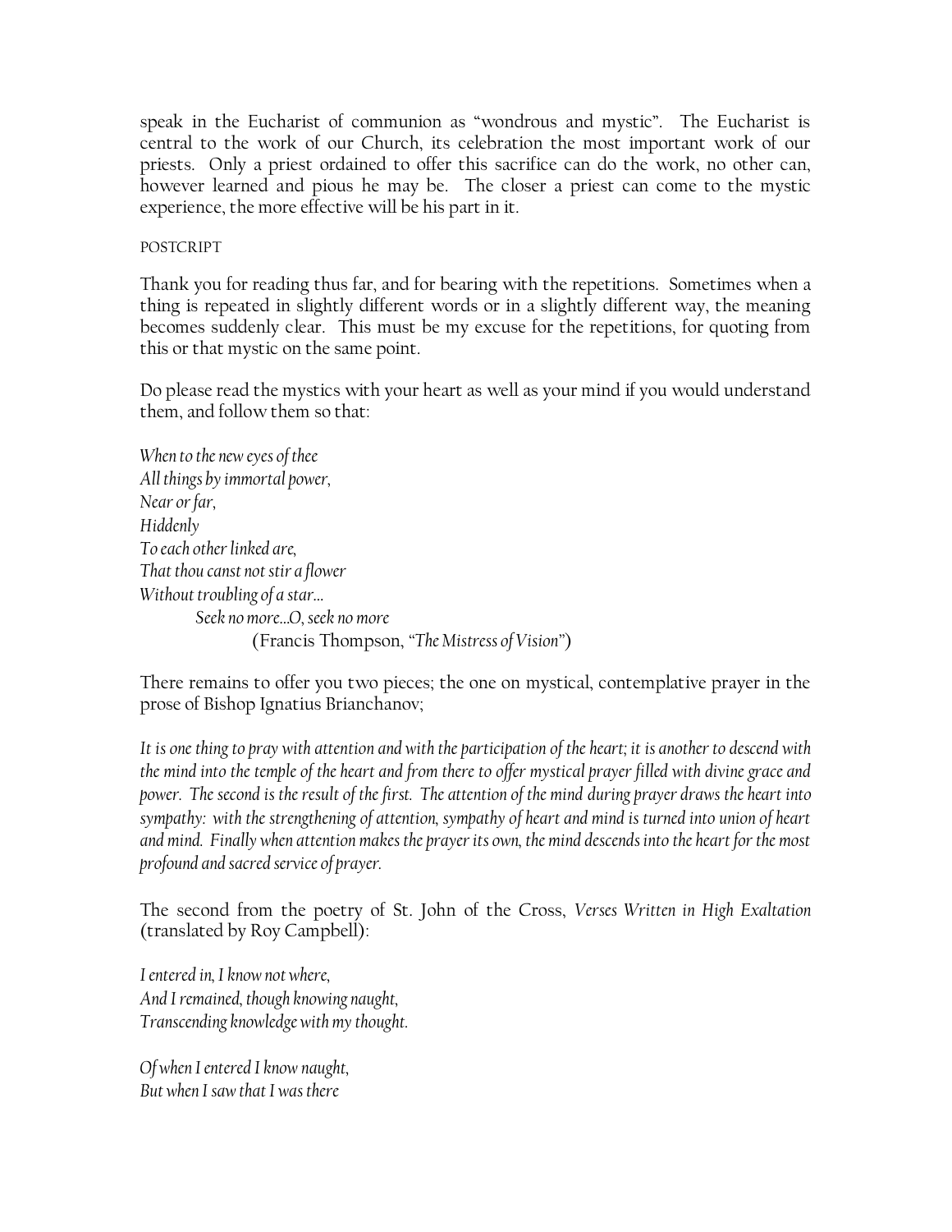speak in the Eucharist of communion as "wondrous and mystic". The Eucharist is central to the work of our Church, its celebration the most important work of our priests. Only a priest ordained to offer this sacrifice can do the work, no other can, however learned and pious he may be. The closer a priest can come to the mystic experience, the more effective will be his part in it.

POSTCRIPT

Thank you for reading thus far, and for bearing with the repetitions. Sometimes when a thing is repeated in slightly different words or in a slightly different way, the meaning becomes suddenly clear. This must be my excuse for the repetitions, for quoting from this or that mystic on the same point.

Do please read the mystics with your heart as well as your mind if you would understand them, and follow them so that:

*When to the new eyes of thee*  
*All things by immortal power,*  
*Near or far,*  
*Hiddenly*  
*To each other linked are,*  
*That thou canst not stir a flower*  
*Without troubling of a star…*  
*Seek no more…O, seek no more*  
(Francis Thompson, "*The Mistress of Vision*")

There remains to offer you two pieces; the one on mystical, contemplative prayer in the prose of Bishop Ignatius Brianchanov;

*It is one thing to pray with attention and with the participation of the heart; it is another to descend with the mind into the temple of the heart and from there to offer mystical prayer filled with divine grace and power. The second is the result of the first. The attention of the mind during prayer draws the heart into sympathy: with the strengthening of attention, sympathy of heart and mind is turned into union of heart and mind. Finally when attention makes the prayer its own, the mind descends into the heart for the most profound and sacred service of prayer.*

The second from the poetry of St. John of the Cross, *Verses Written in High Exaltation* (translated by Roy Campbell):

*I entered in, I know not where,*  
*And I remained, though knowing naught,*  
*Transcending knowledge with my thought.*

*Of when I entered I know naught,*  
*But when I saw that I was there*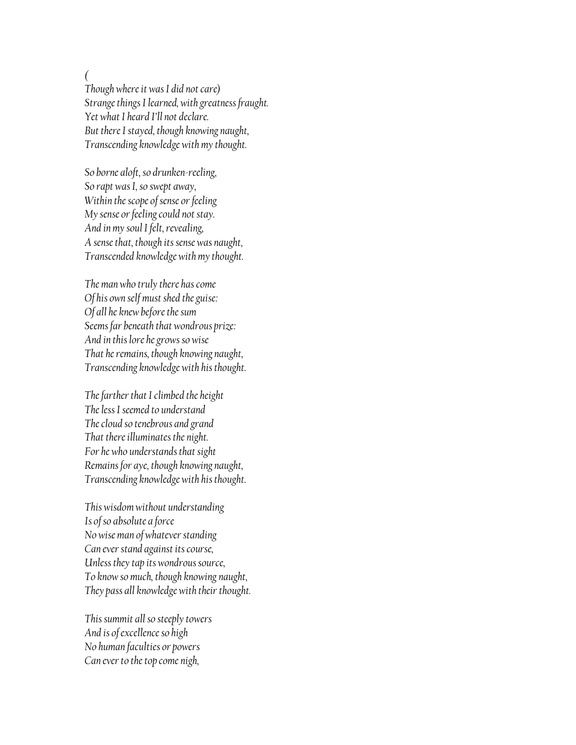*(*

*Though where it was I did not care)*
*Strange things I learned, with greatness fraught.*
*Yet what I heard I'll not declare.*
*But there I stayed, though knowing naught,*
*Transcending knowledge with my thought.*

*So borne aloft, so drunken-reeling,*
*So rapt was I, so swept away,*
*Within the scope of sense or feeling*
*My sense or feeling could not stay.*
*And in my soul I felt, revealing,*
*A sense that, though its sense was naught,*
*Transcended knowledge with my thought.*

*The man who truly there has come*
*Of his own self must shed the guise:*
*Of all he knew before the sum*
*Seems far beneath that wondrous prize:*
*And in this lore he grows so wise*
*That he remains, though knowing naught,*
*Transcending knowledge with his thought.*

*The farther that I climbed the height*
*The less I seemed to understand*
*The cloud so tenebrous and grand*
*That there illuminates the night.*
*For he who understands that sight*
*Remains for aye, though knowing naught,*
*Transcending knowledge with his thought.*

*This wisdom without understanding*
*Is of so absolute a force*
*No wise man of whatever standing*
*Can ever stand against its course,*
*Unless they tap its wondrous source,*
*To know so much, though knowing naught,*
*They pass all knowledge with their thought.*

*This summit all so steeply towers*
*And is of excellence so high*
*No human faculties or powers*
*Can ever to the top come nigh,*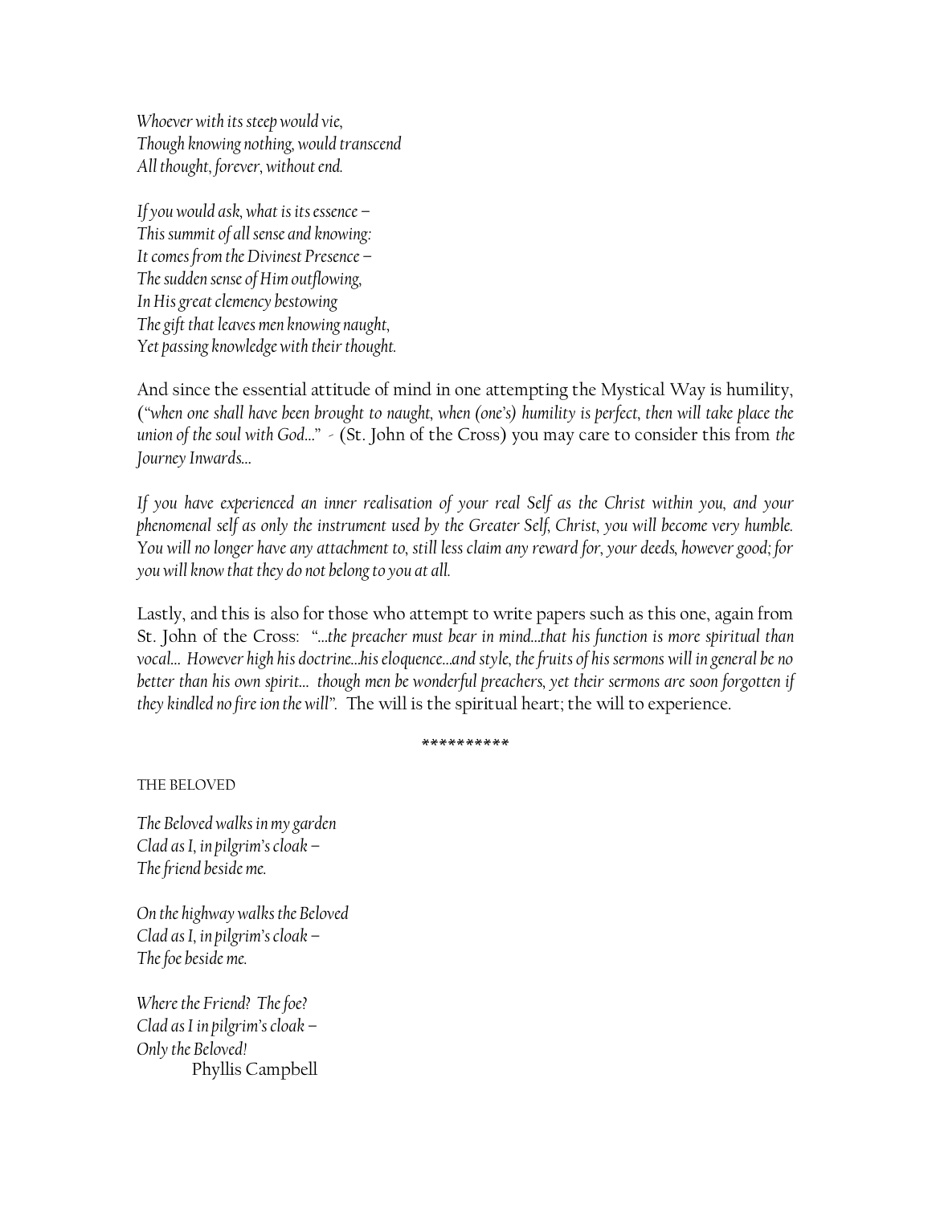*Whoever with its steep would vie,*
*Though knowing nothing, would transcend*
*All thought, forever, without end.*

*If you would ask, what is its essence –*
*This summit of all sense and knowing:*
*It comes from the Divinest Presence –*
*The sudden sense of Him outflowing,*
*In His great clemency bestowing*
*The gift that leaves men knowing naught,*
*Yet passing knowledge with their thought.*

And since the essential attitude of mind in one attempting the Mystical Way is humility, (*"when one shall have been brought to naught, when (one's) humility is perfect, then will take place the union of the soul with God…"* - (St. John of the Cross) you may care to consider this from *the Journey Inwards…*

*If you have experienced an inner realisation of your real Self as the Christ within you, and your phenomenal self as only the instrument used by the Greater Self, Christ, you will become very humble. You will no longer have any attachment to, still less claim any reward for, your deeds, however good; for you will know that they do not belong to you at all.*

Lastly, and this is also for those who attempt to write papers such as this one, again from St. John of the Cross: *"…the preacher must bear in mind…that his function is more spiritual than vocal… However high his doctrine…his eloquence…and style, the fruits of his sermons will in general be no better than his own spirit… though men be wonderful preachers, yet their sermons are soon forgotten if they kindled no fire ion the will".* The will is the spiritual heart; the will to experience.

**********

THE BELOVED

*The Beloved walks in my garden*
*Clad as I, in pilgrim's cloak –*
*The friend beside me.*

*On the highway walks the Beloved*
*Clad as I, in pilgrim's cloak –*
*The foe beside me.*

*Where the Friend? The foe?*
*Clad as I in pilgrim's cloak –*
*Only the Beloved!*

Phyllis Campbell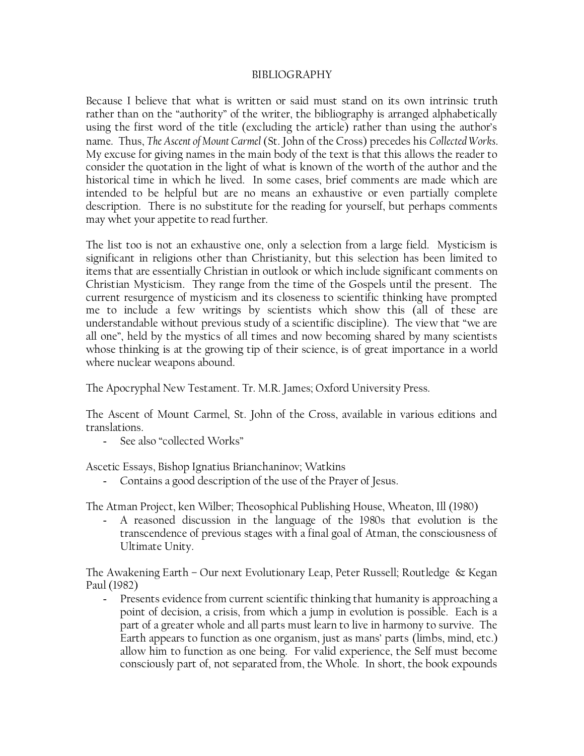# BIBLIOGRAPHY

Because I believe that what is written or said must stand on its own intrinsic truth rather than on the "authority" of the writer, the bibliography is arranged alphabetically using the first word of the title (excluding the article) rather than using the author's name. Thus, *The Ascent of Mount Carmel* (St. John of the Cross) precedes his *Collected Works*. My excuse for giving names in the main body of the text is that this allows the reader to consider the quotation in the light of what is known of the worth of the author and the historical time in which he lived. In some cases, brief comments are made which are intended to be helpful but are no means an exhaustive or even partially complete description. There is no substitute for the reading for yourself, but perhaps comments may whet your appetite to read further.

The list too is not an exhaustive one, only a selection from a large field. Mysticism is significant in religions other than Christianity, but this selection has been limited to items that are essentially Christian in outlook or which include significant comments on Christian Mysticism. They range from the time of the Gospels until the present. The current resurgence of mysticism and its closeness to scientific thinking have prompted me to include a few writings by scientists which show this (all of these are understandable without previous study of a scientific discipline). The view that "we are all one", held by the mystics of all times and now becoming shared by many scientists whose thinking is at the growing tip of their science, is of great importance in a world where nuclear weapons abound.

The Apocryphal New Testament. Tr. M.R. James; Oxford University Press.

The Ascent of Mount Carmel, St. John of the Cross, available in various editions and translations.

- See also "collected Works"

Ascetic Essays, Bishop Ignatius Brianchaninov; Watkins

- Contains a good description of the use of the Prayer of Jesus.

The Atman Project, ken Wilber; Theosophical Publishing House, Wheaton, Ill (1980)

- A reasoned discussion in the language of the 1980s that evolution is the transcendence of previous stages with a final goal of Atman, the consciousness of Ultimate Unity.

The Awakening Earth – Our next Evolutionary Leap, Peter Russell; Routledge & Kegan Paul (1982)

- Presents evidence from current scientific thinking that humanity is approaching a point of decision, a crisis, from which a jump in evolution is possible. Each is a part of a greater whole and all parts must learn to live in harmony to survive. The Earth appears to function as one organism, just as mans' parts (limbs, mind, etc.) allow him to function as one being. For valid experience, the Self must become consciously part of, not separated from, the Whole. In short, the book expounds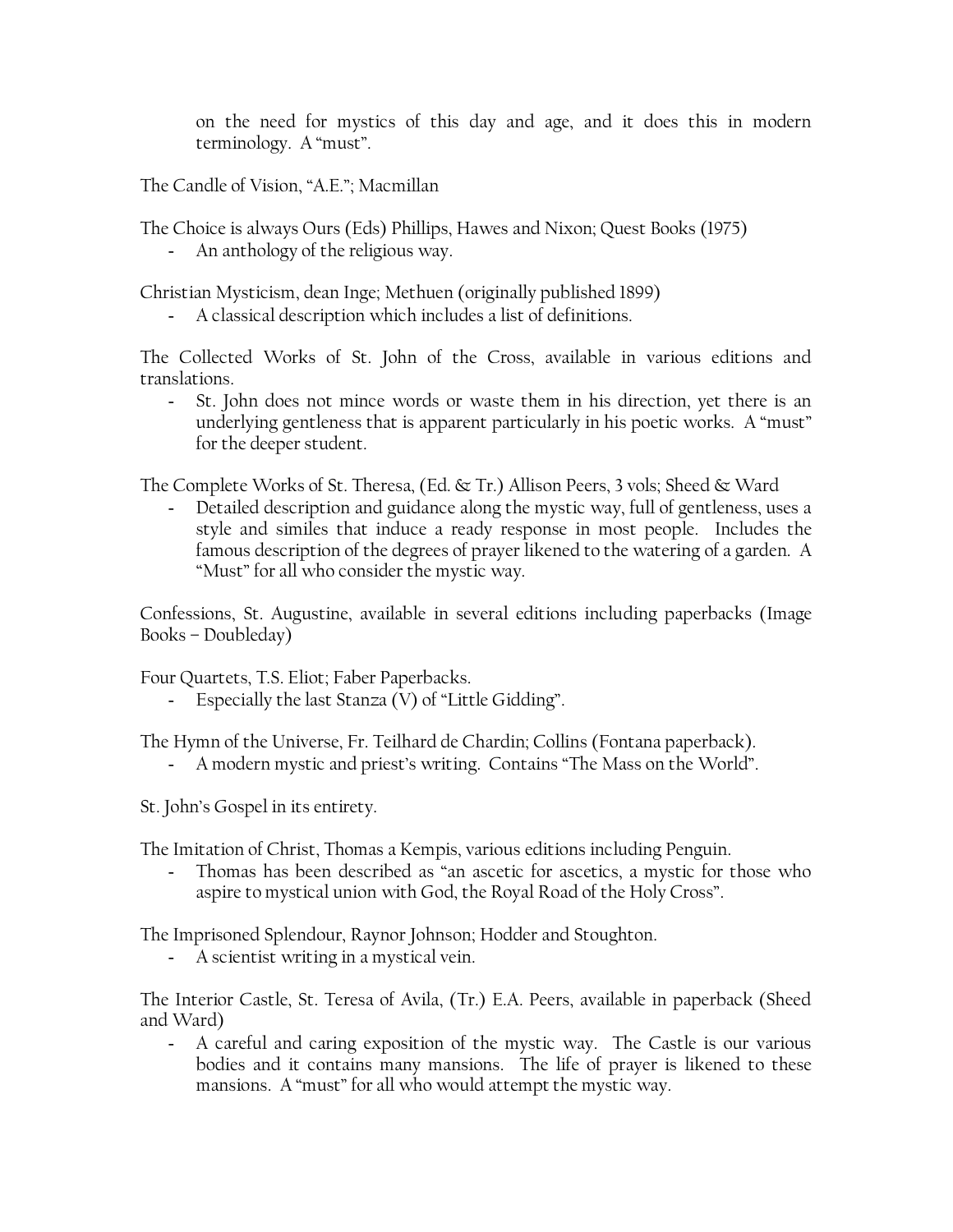on the need for mystics of this day and age, and it does this in modern terminology. A "must".

The Candle of Vision, "A.E."; Macmillan

The Choice is always Ours (Eds) Phillips, Hawes and Nixon; Quest Books (1975)

- An anthology of the religious way.

Christian Mysticism, dean Inge; Methuen (originally published 1899)

- A classical description which includes a list of definitions.

The Collected Works of St. John of the Cross, available in various editions and translations.

- St. John does not mince words or waste them in his direction, yet there is an underlying gentleness that is apparent particularly in his poetic works. A "must" for the deeper student.

The Complete Works of St. Theresa, (Ed. & Tr.) Allison Peers, 3 vols; Sheed & Ward

- Detailed description and guidance along the mystic way, full of gentleness, uses a style and similes that induce a ready response in most people. Includes the famous description of the degrees of prayer likened to the watering of a garden. A "Must" for all who consider the mystic way.

Confessions, St. Augustine, available in several editions including paperbacks (Image Books – Doubleday)

Four Quartets, T.S. Eliot; Faber Paperbacks.

- Especially the last Stanza (V) of "Little Gidding".

The Hymn of the Universe, Fr. Teilhard de Chardin; Collins (Fontana paperback).

- A modern mystic and priest's writing. Contains "The Mass on the World".

St. John's Gospel in its entirety.

The Imitation of Christ, Thomas a Kempis, various editions including Penguin.

- Thomas has been described as "an ascetic for ascetics, a mystic for those who aspire to mystical union with God, the Royal Road of the Holy Cross".

The Imprisoned Splendour, Raynor Johnson; Hodder and Stoughton.

- A scientist writing in a mystical vein.

The Interior Castle, St. Teresa of Avila, (Tr.) E.A. Peers, available in paperback (Sheed and Ward)

- A careful and caring exposition of the mystic way. The Castle is our various bodies and it contains many mansions. The life of prayer is likened to these mansions. A "must" for all who would attempt the mystic way.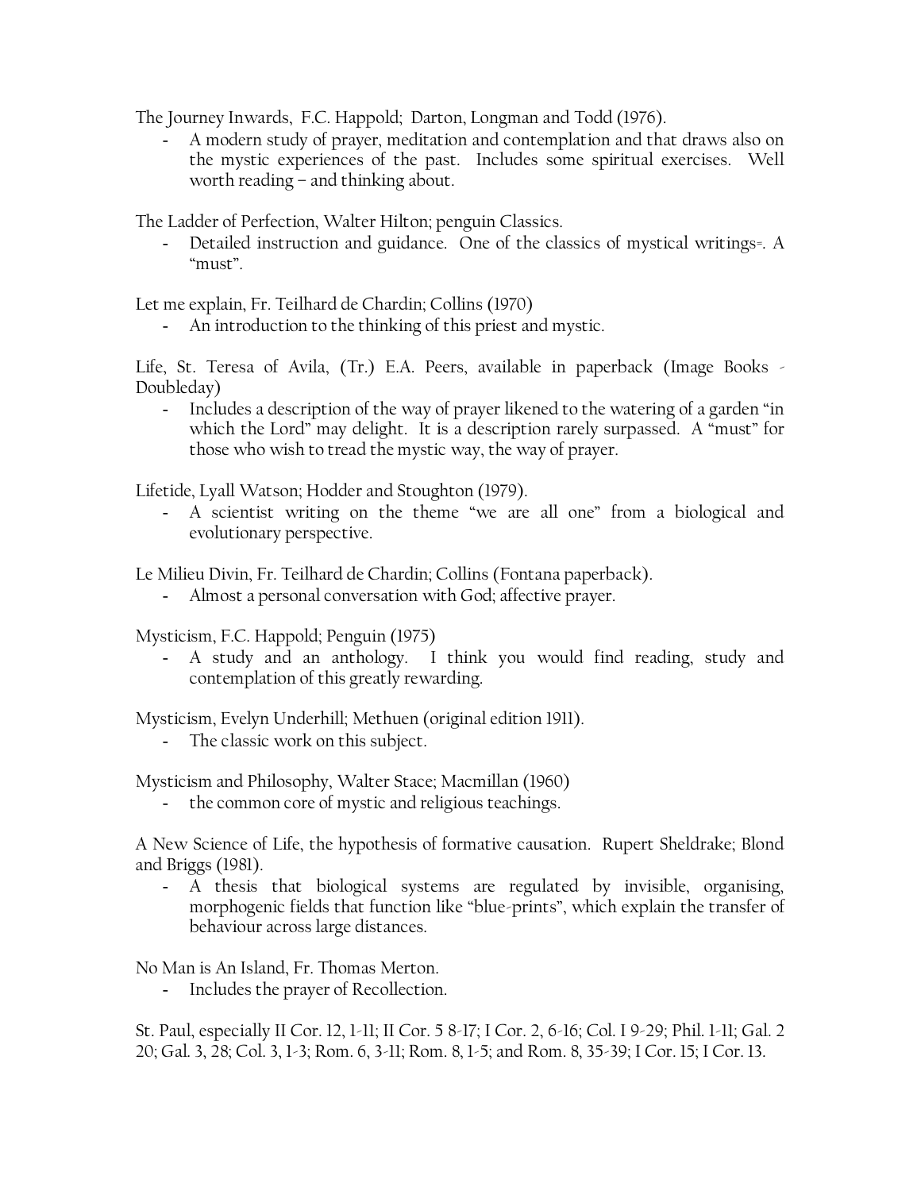The Journey Inwards, F.C. Happold; Darton, Longman and Todd (1976).

- A modern study of prayer, meditation and contemplation and that draws also on the mystic experiences of the past. Includes some spiritual exercises. Well worth reading – and thinking about.

The Ladder of Perfection, Walter Hilton; penguin Classics.

- Detailed instruction and guidance. One of the classics of mystical writings=. A "must".

Let me explain, Fr. Teilhard de Chardin; Collins (1970)

- An introduction to the thinking of this priest and mystic.

Life, St. Teresa of Avila, (Tr.) E.A. Peers, available in paperback (Image Books - Doubleday)

- Includes a description of the way of prayer likened to the watering of a garden "in which the Lord" may delight. It is a description rarely surpassed. A "must" for those who wish to tread the mystic way, the way of prayer.

Lifetide, Lyall Watson; Hodder and Stoughton (1979).

- A scientist writing on the theme "we are all one" from a biological and evolutionary perspective.

Le Milieu Divin, Fr. Teilhard de Chardin; Collins (Fontana paperback).

- Almost a personal conversation with God; affective prayer.

Mysticism, F.C. Happold; Penguin (1975)

- A study and an anthology. I think you would find reading, study and contemplation of this greatly rewarding.

Mysticism, Evelyn Underhill; Methuen (original edition 1911).

- The classic work on this subject.

Mysticism and Philosophy, Walter Stace; Macmillan (1960)

- the common core of mystic and religious teachings.

A New Science of Life, the hypothesis of formative causation. Rupert Sheldrake; Blond and Briggs (1981).

- A thesis that biological systems are regulated by invisible, organising, morphogenic fields that function like "blue-prints", which explain the transfer of behaviour across large distances.

No Man is An Island, Fr. Thomas Merton.

- Includes the prayer of Recollection.

St. Paul, especially II Cor. 12, 1-11; II Cor. 5 8-17; I Cor. 2, 6-16; Col. I 9-29; Phil. 1-11; Gal. 2 20; Gal. 3, 28; Col. 3, 1-3; Rom. 6, 3-11; Rom. 8, 1-5; and Rom. 8, 35-39; I Cor. 15; I Cor. 13.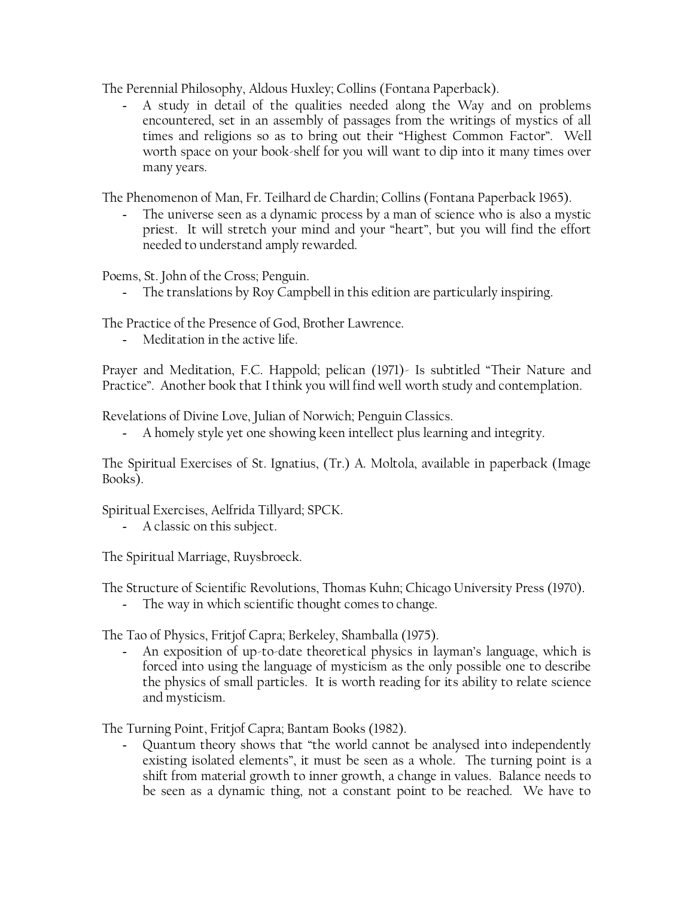The Perennial Philosophy, Aldous Huxley; Collins (Fontana Paperback).

- A study in detail of the qualities needed along the Way and on problems encountered, set in an assembly of passages from the writings of mystics of all times and religions so as to bring out their "Highest Common Factor". Well worth space on your book-shelf for you will want to dip into it many times over many years.

The Phenomenon of Man, Fr. Teilhard de Chardin; Collins (Fontana Paperback 1965).

- The universe seen as a dynamic process by a man of science who is also a mystic priest. It will stretch your mind and your "heart", but you will find the effort needed to understand amply rewarded.

Poems, St. John of the Cross; Penguin.

- The translations by Roy Campbell in this edition are particularly inspiring.

The Practice of the Presence of God, Brother Lawrence.

- Meditation in the active life.

Prayer and Meditation, F.C. Happold; pelican (1971)- Is subtitled "Their Nature and Practice". Another book that I think you will find well worth study and contemplation.

Revelations of Divine Love, Julian of Norwich; Penguin Classics.

- A homely style yet one showing keen intellect plus learning and integrity.

The Spiritual Exercises of St. Ignatius, (Tr.) A. Moltola, available in paperback (Image Books).

Spiritual Exercises, Aelfrida Tillyard; SPCK.

- A classic on this subject.

The Spiritual Marriage, Ruysbroeck.

The Structure of Scientific Revolutions, Thomas Kuhn; Chicago University Press (1970).

- The way in which scientific thought comes to change.

The Tao of Physics, Fritjof Capra; Berkeley, Shamballa (1975).

- An exposition of up-to-date theoretical physics in layman's language, which is forced into using the language of mysticism as the only possible one to describe the physics of small particles. It is worth reading for its ability to relate science and mysticism.

The Turning Point, Fritjof Capra; Bantam Books (1982).

- Quantum theory shows that "the world cannot be analysed into independently existing isolated elements", it must be seen as a whole. The turning point is a shift from material growth to inner growth, a change in values. Balance needs to be seen as a dynamic thing, not a constant point to be reached. We have to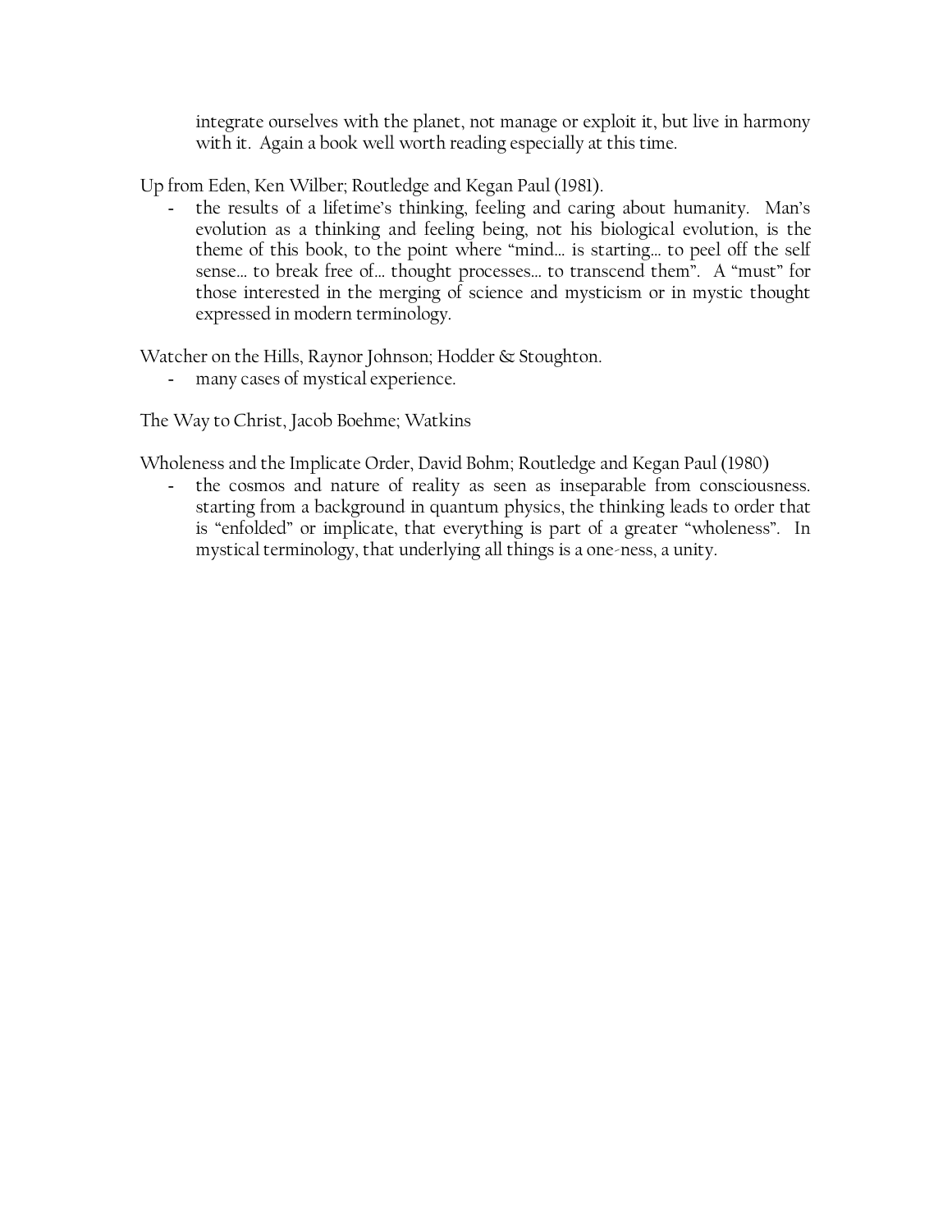integrate ourselves with the planet, not manage or exploit it, but live in harmony with it. Again a book well worth reading especially at this time.

Up from Eden, Ken Wilber; Routledge and Kegan Paul (1981).

- the results of a lifetime's thinking, feeling and caring about humanity. Man's evolution as a thinking and feeling being, not his biological evolution, is the theme of this book, to the point where "mind… is starting… to peel off the self sense… to break free of… thought processes… to transcend them". A "must" for those interested in the merging of science and mysticism or in mystic thought expressed in modern terminology.

Watcher on the Hills, Raynor Johnson; Hodder & Stoughton.

- many cases of mystical experience.

The Way to Christ, Jacob Boehme; Watkins

Wholeness and the Implicate Order, David Bohm; Routledge and Kegan Paul (1980)

- the cosmos and nature of reality as seen as inseparable from consciousness. starting from a background in quantum physics, the thinking leads to order that is "enfolded" or implicate, that everything is part of a greater "wholeness". In mystical terminology, that underlying all things is a one-ness, a unity.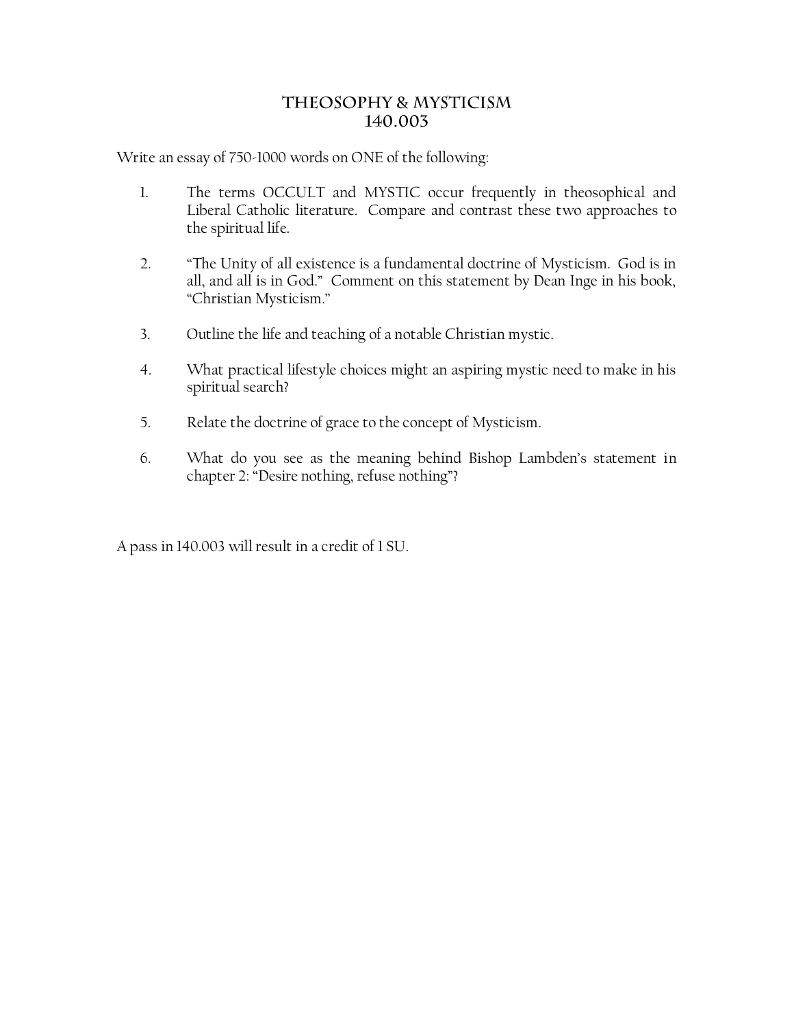# Theosophy & Mysticism
# 140.003

Write an essay of 750-1000 words on ONE of the following:

1. The terms OCCULT and MYSTIC occur frequently in theosophical and Liberal Catholic literature. Compare and contrast these two approaches to the spiritual life.

2. "The Unity of all existence is a fundamental doctrine of Mysticism. God is in all, and all is in God." Comment on this statement by Dean Inge in his book, "Christian Mysticism."

3. Outline the life and teaching of a notable Christian mystic.

4. What practical lifestyle choices might an aspiring mystic need to make in his spiritual search?

5. Relate the doctrine of grace to the concept of Mysticism.

6. What do you see as the meaning behind Bishop Lambden's statement in chapter 2: "Desire nothing, refuse nothing"?

A pass in 140.003 will result in a credit of 1 SU.